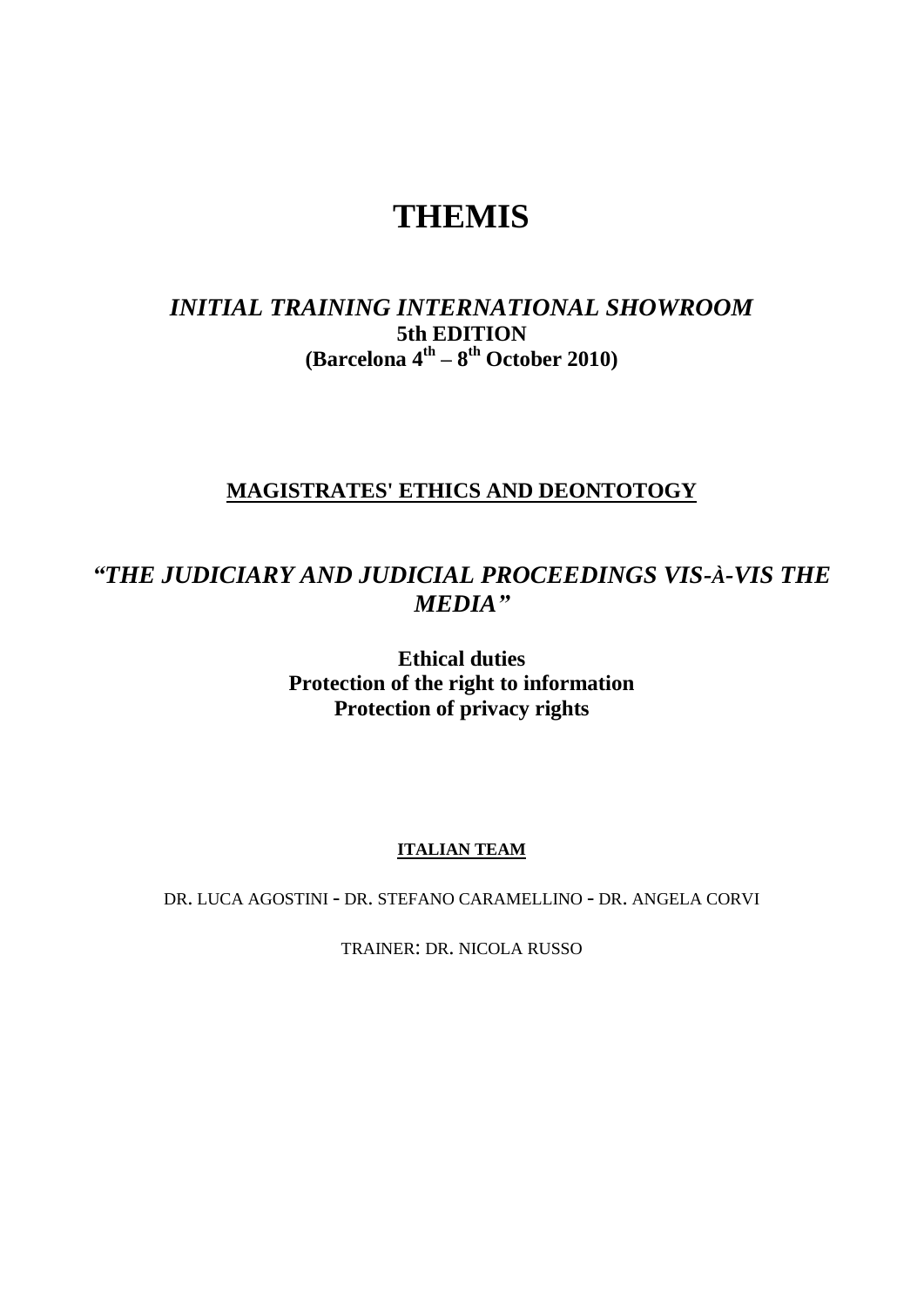# THEMIS

## *INITIAL TRAINING INTERNATIONAL SHOWROOM*

**5th EDITION**

**(Barcelona 4th – 8th October 2010)**

**MAGISTRATES' ETHICS AND DEONTOTOGY**

## *"THE JUDICIARY AND JUDICIAL PROCEEDINGS VIS-À-VIS THE MEDIA"*

**Ethical duties**

**Protection of the right to information**

**Protection of privacy rights**

**ITALIAN TEAM**

DR. LUCA AGOSTINI - DR. STEFANO CARAMELLINO - DR. ANGELA CORVI

TRAINER: DR. NICOLA RUSSO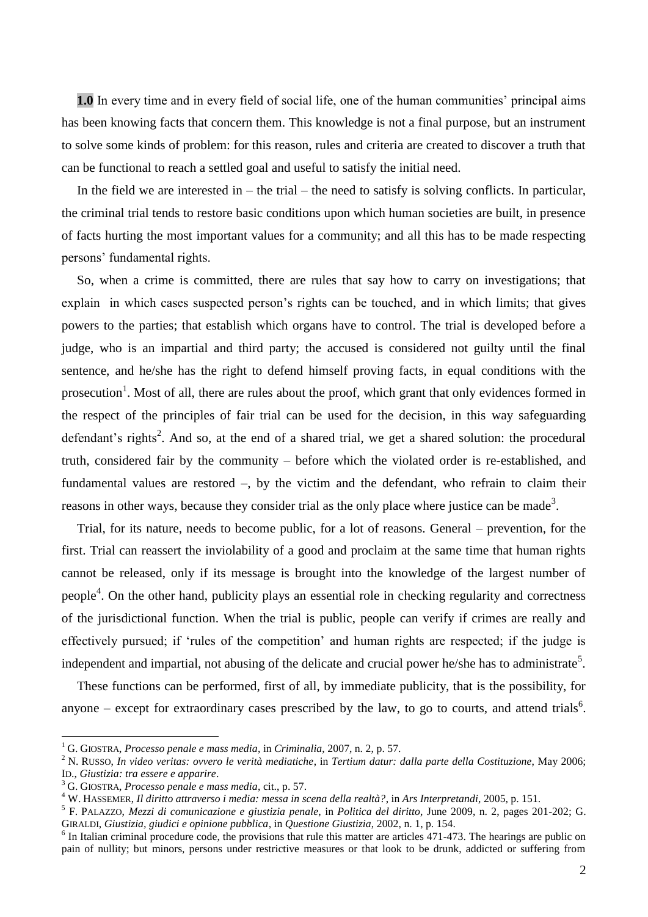**1.0** In every time and in every field of social life, one of the human communities' principal aims has been knowing facts that concern them. This knowledge is not a final purpose, but an instrument to solve some kinds of problem: for this reason, rules and criteria are created to discover a truth that can be functional to reach a settled goal and useful to satisfy the initial need.

In the field we are interested in – the trial – the need to satisfy is solving conflicts. In particular, the criminal trial tends to restore basic conditions upon which human societies are built, in presence of facts hurting the most important values for a community; and all this has to be made respecting persons' fundamental rights.

So, when a crime is committed, there are rules that say how to carry on investigations; that explain in which cases suspected person's rights can be touched, and in which limits; that gives powers to the parties; that establish which organs have to control. The trial is developed before a judge, who is an impartial and third party; the accused is considered not guilty until the final sentence, and he/she has the right to defend himself proving facts, in equal conditions with the prosecution[1]. Most of all, there are rules about the proof, which grant that only evidences formed in the respect of the principles of fair trial can be used for the decision, in this way safeguarding defendant's rights[2]. And so, at the end of a shared trial, we get a shared solution: the procedural truth, considered fair by the community – before which the violated order is re-established, and fundamental values are restored –, by the victim and the defendant, who refrain to claim their reasons in other ways, because they consider trial as the only place where justice can be made[3].

Trial, for its nature, needs to become public, for a lot of reasons. General – prevention, for the first. Trial can reassert the inviolability of a good and proclaim at the same time that human rights cannot be released, only if its message is brought into the knowledge of the largest number of people[4]. On the other hand, publicity plays an essential role in checking regularity and correctness of the jurisdictional function. When the trial is public, people can verify if crimes are really and effectively pursued; if 'rules of the competition' and human rights are respected; if the judge is independent and impartial, not abusing of the delicate and crucial power he/she has to administrate[5].

These functions can be performed, first of all, by immediate publicity, that is the possibility, for anyone – except for extraordinary cases prescribed by the law, to go to courts, and attend trials[6].

---

[1] G. GIOSTRA, *Processo penale e mass media*, in *Criminalia*, 2007, n. 2, p. 57.

[2] N. RUSSO, *In video veritas: ovvero le verità mediatiche*, in *Tertium datur: dalla parte della Costituzione*, May 2006; ID., *Giustizia: tra essere e apparire*.

[3] G. GIOSTRA, *Processo penale e mass media*, cit., p. 57.

[4] W. HASSEMER, *Il diritto attraverso i media: messa in scena della realtà?*, in *Ars Interpretandi*, 2005, p. 151.

[5] F. PALAZZO, *Mezzi di comunicazione e giustizia penale*, in *Politica del diritto*, June 2009, n. 2, pages 201-202; G. GIRALDI, *Giustizia, giudici e opinione pubblica*, in *Questione Giustizia*, 2002, n. 1, p. 154.

[6] In Italian criminal procedure code, the provisions that rule this matter are articles 471-473. The hearings are public on pain of nullity; but minors, persons under restrictive measures or that look to be drunk, addicted or suffering from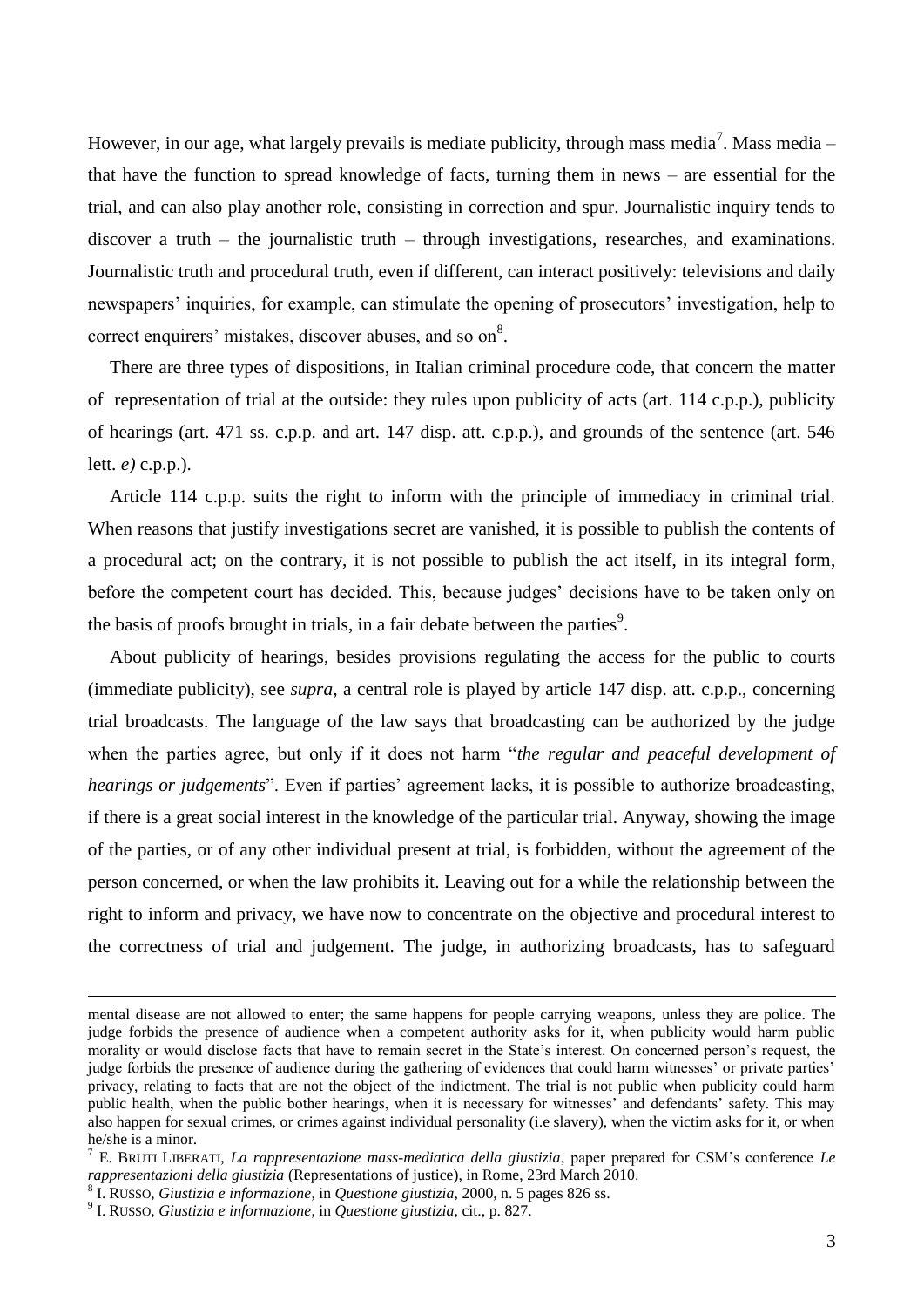However, in our age, what largely prevails is mediate publicity, through mass media[7]. Mass media – that have the function to spread knowledge of facts, turning them in news – are essential for the trial, and can also play another role, consisting in correction and spur. Journalistic inquiry tends to discover a truth – the journalistic truth – through investigations, researches, and examinations. Journalistic truth and procedural truth, even if different, can interact positively: televisions and daily newspapers' inquiries, for example, can stimulate the opening of prosecutors' investigation, help to correct enquirers' mistakes, discover abuses, and so on[8].

There are three types of dispositions, in Italian criminal procedure code, that concern the matter of representation of trial at the outside: they rules upon publicity of acts (art. 114 c.p.p.), publicity of hearings (art. 471 ss. c.p.p. and art. 147 disp. att. c.p.p.), and grounds of the sentence (art. 546 lett. *e)* c.p.p.).

Article 114 c.p.p. suits the right to inform with the principle of immediacy in criminal trial. When reasons that justify investigations secret are vanished, it is possible to publish the contents of a procedural act; on the contrary, it is not possible to publish the act itself, in its integral form, before the competent court has decided. This, because judges' decisions have to be taken only on the basis of proofs brought in trials, in a fair debate between the parties[9].

About publicity of hearings, besides provisions regulating the access for the public to courts (immediate publicity), see *supra*, a central role is played by article 147 disp. att. c.p.p., concerning trial broadcasts. The language of the law says that broadcasting can be authorized by the judge when the parties agree, but only if it does not harm "*the regular and peaceful development of hearings or judgements*". Even if parties' agreement lacks, it is possible to authorize broadcasting, if there is a great social interest in the knowledge of the particular trial. Anyway, showing the image of the parties, or of any other individual present at trial, is forbidden, without the agreement of the person concerned, or when the law prohibits it. Leaving out for a while the relationship between the right to inform and privacy, we have now to concentrate on the objective and procedural interest to the correctness of trial and judgement. The judge, in authorizing broadcasts, has to safeguard

---

mental disease are not allowed to enter; the same happens for people carrying weapons, unless they are police. The judge forbids the presence of audience when a competent authority asks for it, when publicity would harm public morality or would disclose facts that have to remain secret in the State's interest. On concerned person's request, the judge forbids the presence of audience during the gathering of evidences that could harm witnesses' or private parties' privacy, relating to facts that are not the object of the indictment. The trial is not public when publicity could harm public health, when the public bother hearings, when it is necessary for witnesses' and defendants' safety. This may also happen for sexual crimes, or crimes against individual personality (i.e slavery), when the victim asks for it, or when he/she is a minor.

[7] E. BRUTI LIBERATI, *La rappresentazione mass-mediatica della giustizia*, paper prepared for CSM's conference *Le rappresentazioni della giustizia* (Representations of justice), in Rome, 23rd March 2010.

[8] I. RUSSO, *Giustizia e informazione*, in *Questione giustizia*, 2000, n. 5 pages 826 ss.

[9] I. RUSSO, *Giustizia e informazione*, in *Questione giustizia*, cit., p. 827.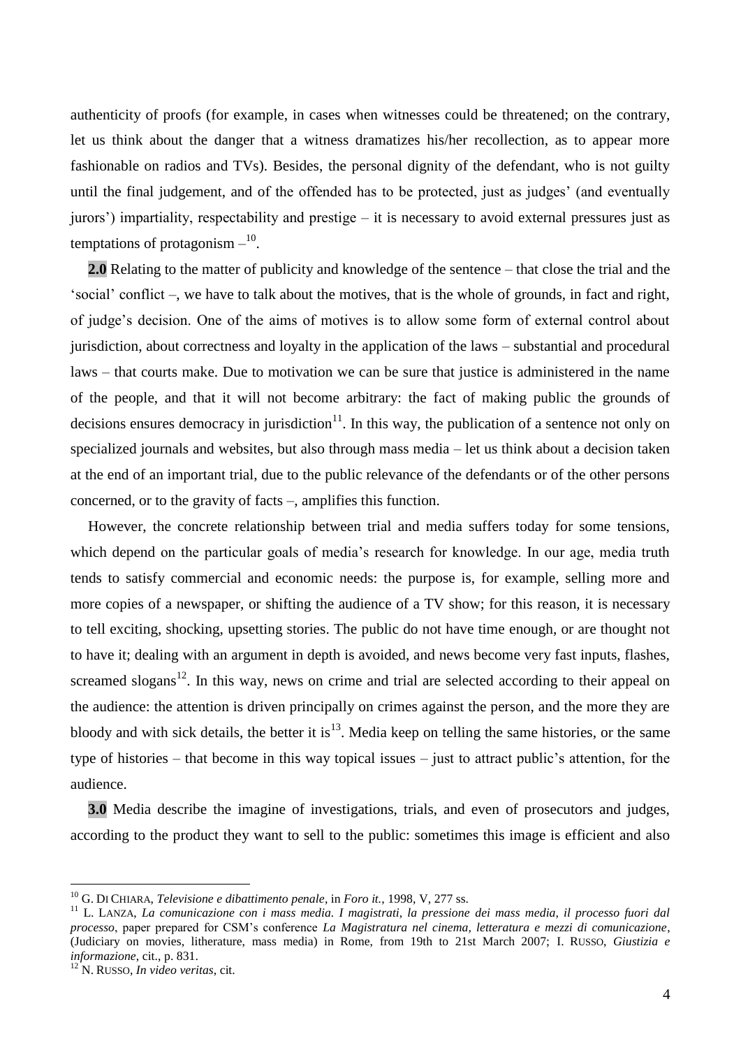authenticity of proofs (for example, in cases when witnesses could be threatened; on the contrary, let us think about the danger that a witness dramatizes his/her recollection, as to appear more fashionable on radios and TVs). Besides, the personal dignity of the defendant, who is not guilty until the final judgement, and of the offended has to be protected, just as judges' (and eventually jurors') impartiality, respectability and prestige – it is necessary to avoid external pressures just as temptations of protagonism –[10].

**2.0** Relating to the matter of publicity and knowledge of the sentence – that close the trial and the 'social' conflict –, we have to talk about the motives, that is the whole of grounds, in fact and right, of judge's decision. One of the aims of motives is to allow some form of external control about jurisdiction, about correctness and loyalty in the application of the laws – substantial and procedural laws – that courts make. Due to motivation we can be sure that justice is administered in the name of the people, and that it will not become arbitrary: the fact of making public the grounds of decisions ensures democracy in jurisdiction[11]. In this way, the publication of a sentence not only on specialized journals and websites, but also through mass media – let us think about a decision taken at the end of an important trial, due to the public relevance of the defendants or of the other persons concerned, or to the gravity of facts –, amplifies this function.

However, the concrete relationship between trial and media suffers today for some tensions, which depend on the particular goals of media's research for knowledge. In our age, media truth tends to satisfy commercial and economic needs: the purpose is, for example, selling more and more copies of a newspaper, or shifting the audience of a TV show; for this reason, it is necessary to tell exciting, shocking, upsetting stories. The public do not have time enough, or are thought not to have it; dealing with an argument in depth is avoided, and news become very fast inputs, flashes, screamed slogans[12]. In this way, news on crime and trial are selected according to their appeal on the audience: the attention is driven principally on crimes against the person, and the more they are bloody and with sick details, the better it is[13]. Media keep on telling the same histories, or the same type of histories – that become in this way topical issues – just to attract public's attention, for the audience.

**3.0** Media describe the imagine of investigations, trials, and even of prosecutors and judges, according to the product they want to sell to the public: sometimes this image is efficient and also

---

[10] G. DI CHIARA, *Televisione e dibattimento penale*, in *Foro it.*, 1998, V, 277 ss.

[11] L. LANZA, *La comunicazione con i mass media. I magistrati, la pressione dei mass media, il processo fuori dal processo*, paper prepared for CSM's conference *La Magistratura nel cinema, letteratura e mezzi di comunicazione*, (Judiciary on movies, litherature, mass media) in Rome, from 19th to 21st March 2007; I. RUSSO, *Giustizia e informazione*, cit., p. 831.

[12] N. RUSSO, *In video veritas*, cit.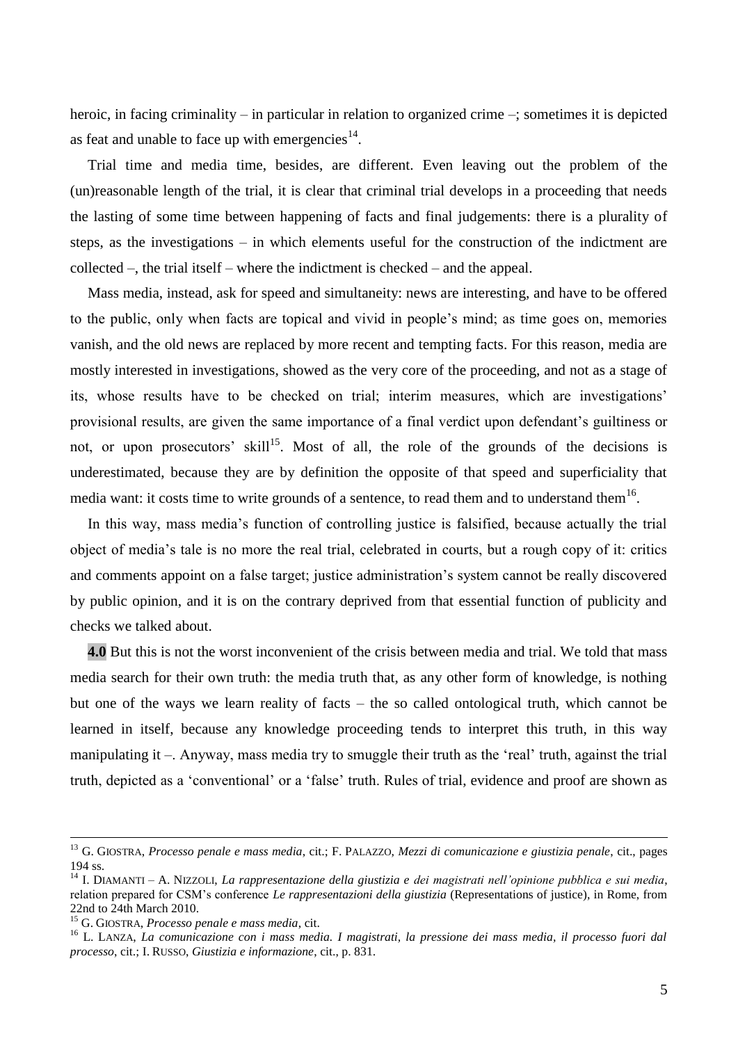heroic, in facing criminality – in particular in relation to organized crime –; sometimes it is depicted as feat and unable to face up with emergencies[14].

Trial time and media time, besides, are different. Even leaving out the problem of the (un)reasonable length of the trial, it is clear that criminal trial develops in a proceeding that needs the lasting of some time between happening of facts and final judgements: there is a plurality of steps, as the investigations – in which elements useful for the construction of the indictment are collected –, the trial itself – where the indictment is checked – and the appeal.

Mass media, instead, ask for speed and simultaneity: news are interesting, and have to be offered to the public, only when facts are topical and vivid in people's mind; as time goes on, memories vanish, and the old news are replaced by more recent and tempting facts. For this reason, media are mostly interested in investigations, showed as the very core of the proceeding, and not as a stage of its, whose results have to be checked on trial; interim measures, which are investigations' provisional results, are given the same importance of a final verdict upon defendant's guiltiness or not, or upon prosecutors' skill[15]. Most of all, the role of the grounds of the decisions is underestimated, because they are by definition the opposite of that speed and superficiality that media want: it costs time to write grounds of a sentence, to read them and to understand them[16].

In this way, mass media's function of controlling justice is falsified, because actually the trial object of media's tale is no more the real trial, celebrated in courts, but a rough copy of it: critics and comments appoint on a false target; justice administration's system cannot be really discovered by public opinion, and it is on the contrary deprived from that essential function of publicity and checks we talked about.

**4.0** But this is not the worst inconvenient of the crisis between media and trial. We told that mass media search for their own truth: the media truth that, as any other form of knowledge, is nothing but one of the ways we learn reality of facts – the so called ontological truth, which cannot be learned in itself, because any knowledge proceeding tends to interpret this truth, in this way manipulating it –. Anyway, mass media try to smuggle their truth as the 'real' truth, against the trial truth, depicted as a 'conventional' or a 'false' truth. Rules of trial, evidence and proof are shown as

---

[13] G. GIOSTRA, *Processo penale e mass media*, cit.; F. PALAZZO, *Mezzi di comunicazione e giustizia penale*, cit., pages 194 ss.

[14] I. DIAMANTI – A. NIZZOLI, *La rappresentazione della giustizia e dei magistrati nell'opinione pubblica e sui media*, relation prepared for CSM's conference *Le rappresentazioni della giustizia* (Representations of justice), in Rome, from 22nd to 24th March 2010.

[15] G. GIOSTRA, *Processo penale e mass media*, cit.

[16] L. LANZA, *La comunicazione con i mass media. I magistrati, la pressione dei mass media, il processo fuori dal processo*, cit.; I. RUSSO, *Giustizia e informazione*, cit., p. 831.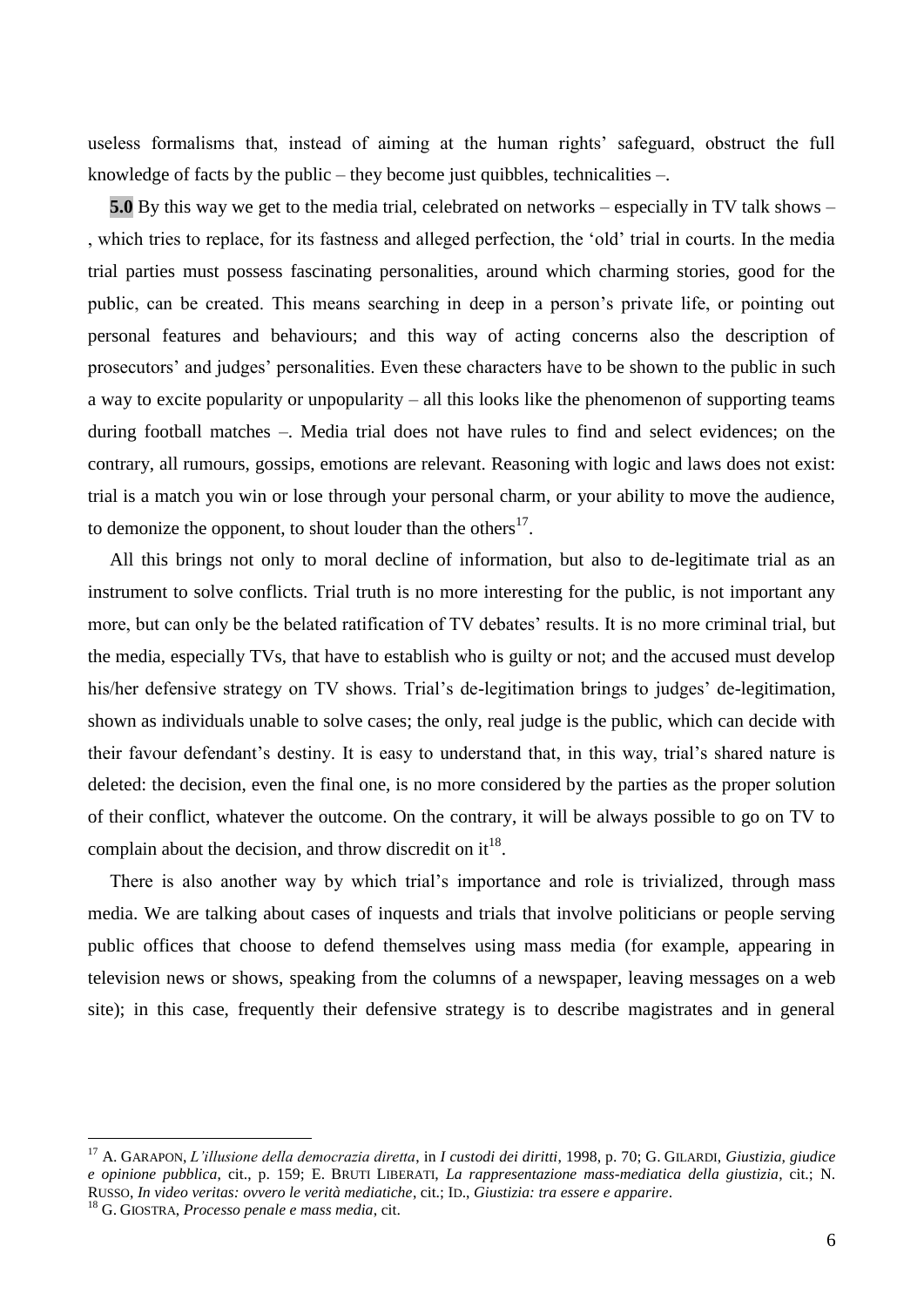useless formalisms that, instead of aiming at the human rights' safeguard, obstruct the full knowledge of facts by the public – they become just quibbles, technicalities –.

**5.0** By this way we get to the media trial, celebrated on networks – especially in TV talk shows – , which tries to replace, for its fastness and alleged perfection, the 'old' trial in courts. In the media trial parties must possess fascinating personalities, around which charming stories, good for the public, can be created. This means searching in deep in a person's private life, or pointing out personal features and behaviours; and this way of acting concerns also the description of prosecutors' and judges' personalities. Even these characters have to be shown to the public in such a way to excite popularity or unpopularity – all this looks like the phenomenon of supporting teams during football matches –. Media trial does not have rules to find and select evidences; on the contrary, all rumours, gossips, emotions are relevant. Reasoning with logic and laws does not exist: trial is a match you win or lose through your personal charm, or your ability to move the audience, to demonize the opponent, to shout louder than the others[17].

All this brings not only to moral decline of information, but also to de-legitimate trial as an instrument to solve conflicts. Trial truth is no more interesting for the public, is not important any more, but can only be the belated ratification of TV debates' results. It is no more criminal trial, but the media, especially TVs, that have to establish who is guilty or not; and the accused must develop his/her defensive strategy on TV shows. Trial's de-legitimation brings to judges' de-legitimation, shown as individuals unable to solve cases; the only, real judge is the public, which can decide with their favour defendant's destiny. It is easy to understand that, in this way, trial's shared nature is deleted: the decision, even the final one, is no more considered by the parties as the proper solution of their conflict, whatever the outcome. On the contrary, it will be always possible to go on TV to complain about the decision, and throw discredit on it[18].

There is also another way by which trial's importance and role is trivialized, through mass media. We are talking about cases of inquests and trials that involve politicians or people serving public offices that choose to defend themselves using mass media (for example, appearing in television news or shows, speaking from the columns of a newspaper, leaving messages on a web site); in this case, frequently their defensive strategy is to describe magistrates and in general

[17] A. GARAPON, *L'illusione della democrazia diretta*, in *I custodi dei diritti*, 1998, p. 70; G. GILARDI, *Giustizia, giudice e opinione pubblica*, cit., p. 159; E. BRUTI LIBERATI, *La rappresentazione mass-mediatica della giustizia*, cit.; N. RUSSO, *In video veritas: ovvero le verità mediatiche*, cit.; ID., *Giustizia: tra essere e apparire*.

[18] G. GIOSTRA, *Processo penale e mass media*, cit.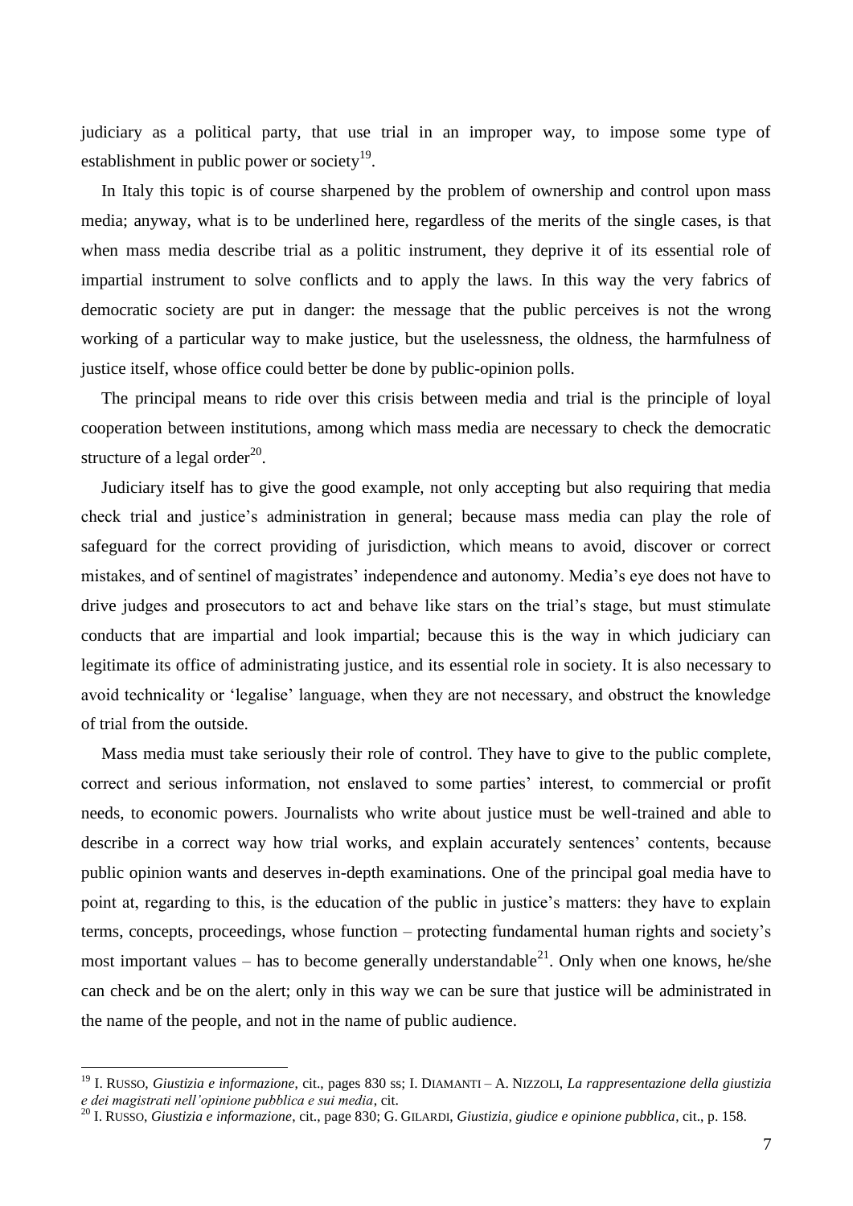judiciary as a political party, that use trial in an improper way, to impose some type of establishment in public power or society[19].

In Italy this topic is of course sharpened by the problem of ownership and control upon mass media; anyway, what is to be underlined here, regardless of the merits of the single cases, is that when mass media describe trial as a politic instrument, they deprive it of its essential role of impartial instrument to solve conflicts and to apply the laws. In this way the very fabrics of democratic society are put in danger: the message that the public perceives is not the wrong working of a particular way to make justice, but the uselessness, the oldness, the harmfulness of justice itself, whose office could better be done by public-opinion polls.

The principal means to ride over this crisis between media and trial is the principle of loyal cooperation between institutions, among which mass media are necessary to check the democratic structure of a legal order[20].

Judiciary itself has to give the good example, not only accepting but also requiring that media check trial and justice's administration in general; because mass media can play the role of safeguard for the correct providing of jurisdiction, which means to avoid, discover or correct mistakes, and of sentinel of magistrates' independence and autonomy. Media's eye does not have to drive judges and prosecutors to act and behave like stars on the trial's stage, but must stimulate conducts that are impartial and look impartial; because this is the way in which judiciary can legitimate its office of administrating justice, and its essential role in society. It is also necessary to avoid technicality or 'legalise' language, when they are not necessary, and obstruct the knowledge of trial from the outside.

Mass media must take seriously their role of control. They have to give to the public complete, correct and serious information, not enslaved to some parties' interest, to commercial or profit needs, to economic powers. Journalists who write about justice must be well-trained and able to describe in a correct way how trial works, and explain accurately sentences' contents, because public opinion wants and deserves in-depth examinations. One of the principal goal media have to point at, regarding to this, is the education of the public in justice's matters: they have to explain terms, concepts, proceedings, whose function – protecting fundamental human rights and society's most important values – has to become generally understandable[21]. Only when one knows, he/she can check and be on the alert; only in this way we can be sure that justice will be administrated in the name of the people, and not in the name of public audience.

---

[19] I. Russo, *Giustizia e informazione*, cit., pages 830 ss; I. Diamanti – A. Nizzoli, *La rappresentazione della giustizia e dei magistrati nell'opinione pubblica e sui media*, cit.

[20] I. Russo, *Giustizia e informazione*, cit., page 830; G. Gilardi, *Giustizia, giudice e opinione pubblica*, cit., p. 158.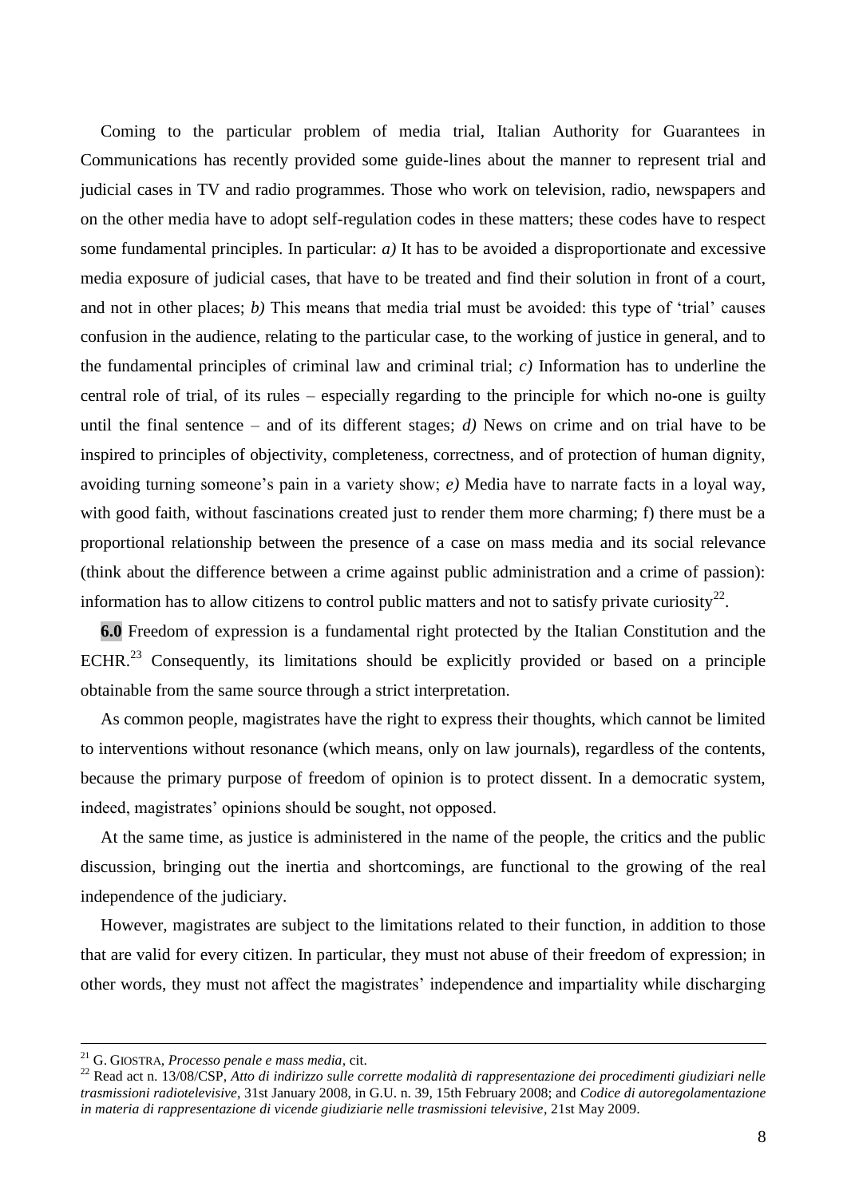Coming to the particular problem of media trial, Italian Authority for Guarantees in Communications has recently provided some guide-lines about the manner to represent trial and judicial cases in TV and radio programmes. Those who work on television, radio, newspapers and on the other media have to adopt self-regulation codes in these matters; these codes have to respect some fundamental principles. In particular: *a)* It has to be avoided a disproportionate and excessive media exposure of judicial cases, that have to be treated and find their solution in front of a court, and not in other places; *b)* This means that media trial must be avoided: this type of 'trial' causes confusion in the audience, relating to the particular case, to the working of justice in general, and to the fundamental principles of criminal law and criminal trial; *c)* Information has to underline the central role of trial, of its rules – especially regarding to the principle for which no-one is guilty until the final sentence – and of its different stages; *d)* News on crime and on trial have to be inspired to principles of objectivity, completeness, correctness, and of protection of human dignity, avoiding turning someone's pain in a variety show; *e)* Media have to narrate facts in a loyal way, with good faith, without fascinations created just to render them more charming; f) there must be a proportional relationship between the presence of a case on mass media and its social relevance (think about the difference between a crime against public administration and a crime of passion): information has to allow citizens to control public matters and not to satisfy private curiosity[22].

**6.0** Freedom of expression is a fundamental right protected by the Italian Constitution and the ECHR.[23] Consequently, its limitations should be explicitly provided or based on a principle obtainable from the same source through a strict interpretation.

As common people, magistrates have the right to express their thoughts, which cannot be limited to interventions without resonance (which means, only on law journals), regardless of the contents, because the primary purpose of freedom of opinion is to protect dissent. In a democratic system, indeed, magistrates' opinions should be sought, not opposed.

At the same time, as justice is administered in the name of the people, the critics and the public discussion, bringing out the inertia and shortcomings, are functional to the growing of the real independence of the judiciary.

However, magistrates are subject to the limitations related to their function, in addition to those that are valid for every citizen. In particular, they must not abuse of their freedom of expression; in other words, they must not affect the magistrates' independence and impartiality while discharging

---

[21] G. GIOSTRA, *Processo penale e mass media*, cit.

[22] Read act n. 13/08/CSP, *Atto di indirizzo sulle corrette modalità di rappresentazione dei procedimenti giudiziari nelle trasmissioni radiotelevisive*, 31st January 2008, in G.U. n. 39, 15th February 2008; and *Codice di autoregolamentazione in materia di rappresentazione di vicende giudiziarie nelle trasmissioni televisive*, 21st May 2009.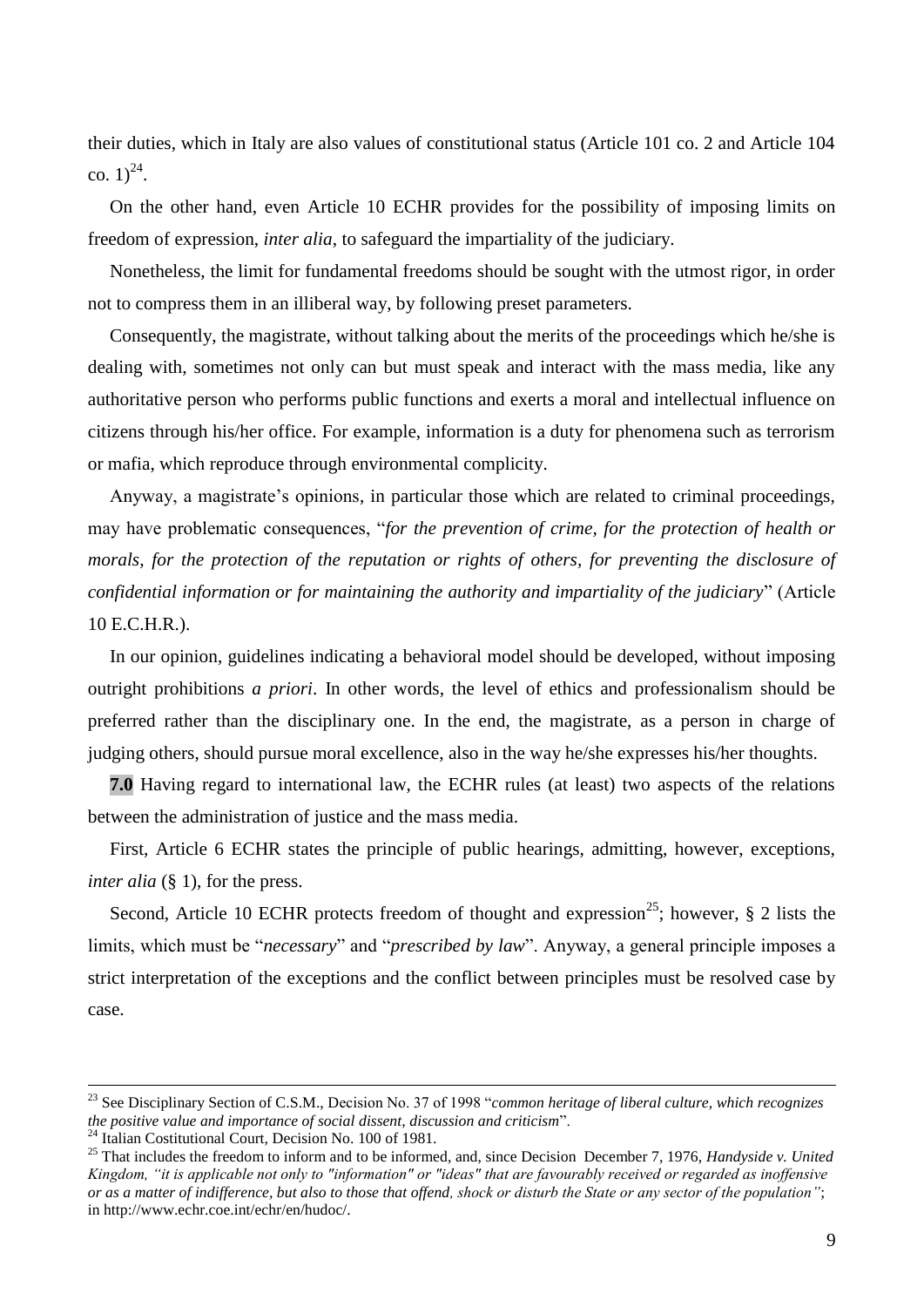their duties, which in Italy are also values of constitutional status (Article 101 co. 2 and Article 104 co. 1)[24].

On the other hand, even Article 10 ECHR provides for the possibility of imposing limits on freedom of expression, *inter alia*, to safeguard the impartiality of the judiciary.

Nonetheless, the limit for fundamental freedoms should be sought with the utmost rigor, in order not to compress them in an illiberal way, by following preset parameters.

Consequently, the magistrate, without talking about the merits of the proceedings which he/she is dealing with, sometimes not only can but must speak and interact with the mass media, like any authoritative person who performs public functions and exerts a moral and intellectual influence on citizens through his/her office. For example, information is a duty for phenomena such as terrorism or mafia, which reproduce through environmental complicity.

Anyway, a magistrate's opinions, in particular those which are related to criminal proceedings, may have problematic consequences, "*for the prevention of crime, for the protection of health or morals, for the protection of the reputation or rights of others, for preventing the disclosure of confidential information or for maintaining the authority and impartiality of the judiciary*" (Article 10 E.C.H.R.).

In our opinion, guidelines indicating a behavioral model should be developed, without imposing outright prohibitions *a priori*. In other words, the level of ethics and professionalism should be preferred rather than the disciplinary one. In the end, the magistrate, as a person in charge of judging others, should pursue moral excellence, also in the way he/she expresses his/her thoughts.

**7.0** Having regard to international law, the ECHR rules (at least) two aspects of the relations between the administration of justice and the mass media.

First, Article 6 ECHR states the principle of public hearings, admitting, however, exceptions, *inter alia* (§ 1), for the press.

Second, Article 10 ECHR protects freedom of thought and expression[25]; however, § 2 lists the limits, which must be "*necessary*" and "*prescribed by law*". Anyway, a general principle imposes a strict interpretation of the exceptions and the conflict between principles must be resolved case by case.

---

[23] See Disciplinary Section of C.S.M., Decision No. 37 of 1998 "*common heritage of liberal culture, which recognizes the positive value and importance of social dissent, discussion and criticism*".

[24] Italian Costitutional Court, Decision No. 100 of 1981.

[25] That includes the freedom to inform and to be informed, and, since Decision December 7, 1976, *Handyside v. United Kingdom, "it is applicable not only to "information" or "ideas" that are favourably received or regarded as inoffensive or as a matter of indifference, but also to those that offend, shock or disturb the State or any sector of the population"*; in http://www.echr.coe.int/echr/en/hudoc/.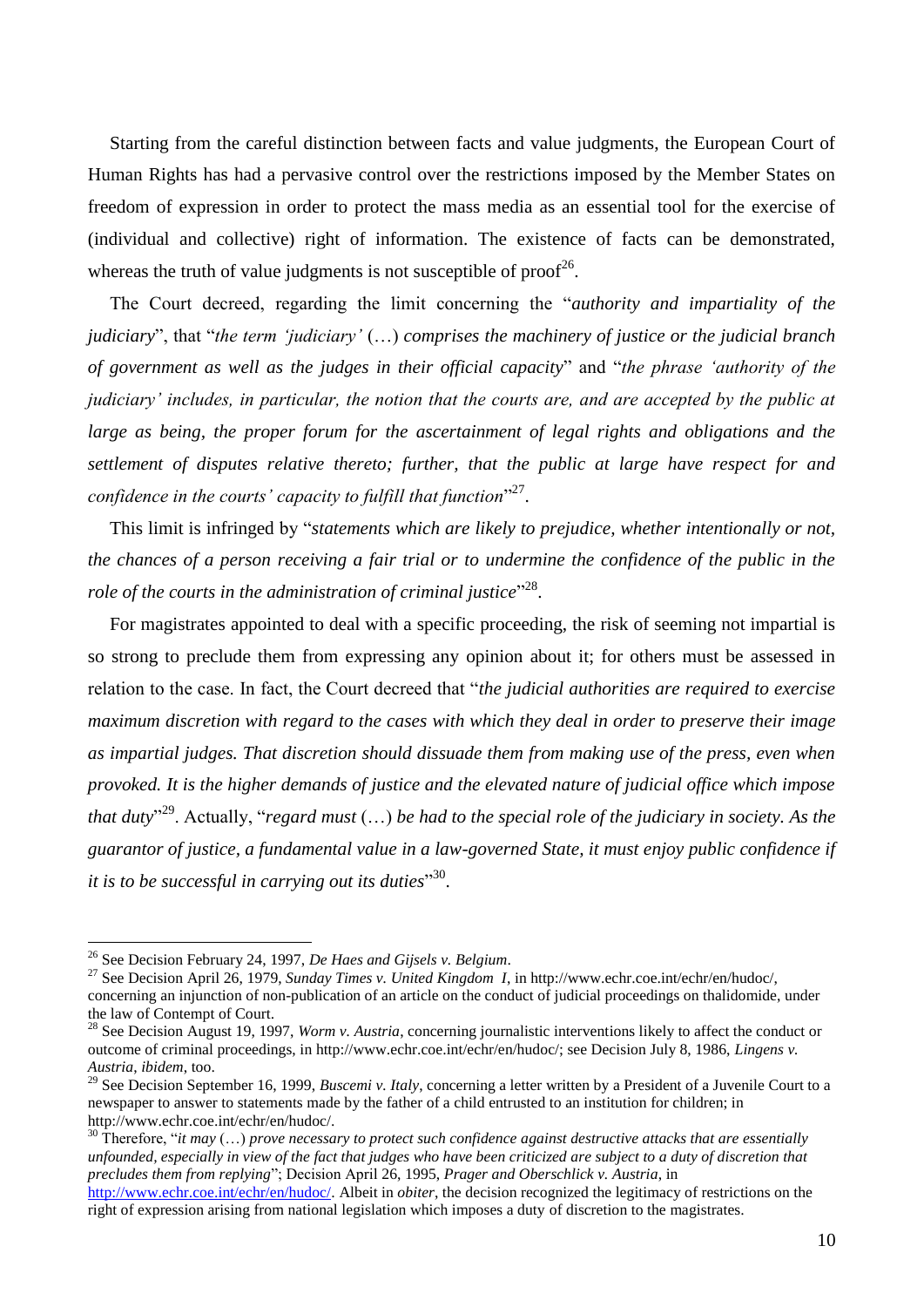Starting from the careful distinction between facts and value judgments, the European Court of Human Rights has had a pervasive control over the restrictions imposed by the Member States on freedom of expression in order to protect the mass media as an essential tool for the exercise of (individual and collective) right of information. The existence of facts can be demonstrated, whereas the truth of value judgments is not susceptible of proof[26].

The Court decreed, regarding the limit concerning the "*authority and impartiality of the judiciary*", that "*the term 'judiciary'* (…) *comprises the machinery of justice or the judicial branch of government as well as the judges in their official capacity*" and "*the phrase 'authority of the judiciary' includes, in particular, the notion that the courts are, and are accepted by the public at large as being, the proper forum for the ascertainment of legal rights and obligations and the settlement of disputes relative thereto; further, that the public at large have respect for and confidence in the courts' capacity to fulfill that function*"[27].

This limit is infringed by "*statements which are likely to prejudice, whether intentionally or not, the chances of a person receiving a fair trial or to undermine the confidence of the public in the role of the courts in the administration of criminal justice*"[28].

For magistrates appointed to deal with a specific proceeding, the risk of seeming not impartial is so strong to preclude them from expressing any opinion about it; for others must be assessed in relation to the case. In fact, the Court decreed that "*the judicial authorities are required to exercise maximum discretion with regard to the cases with which they deal in order to preserve their image as impartial judges. That discretion should dissuade them from making use of the press, even when provoked. It is the higher demands of justice and the elevated nature of judicial office which impose that duty*"[29]. Actually, "*regard must* (…) *be had to the special role of the judiciary in society. As the guarantor of justice, a fundamental value in a law-governed State, it must enjoy public confidence if it is to be successful in carrying out its duties*"[30].

---

[26] See Decision February 24, 1997, *De Haes and Gijsels v. Belgium*.

[27] See Decision April 26, 1979, *Sunday Times v. United Kingdom I*, in http://www.echr.coe.int/echr/en/hudoc/, concerning an injunction of non-publication of an article on the conduct of judicial proceedings on thalidomide, under the law of Contempt of Court.

[28] See Decision August 19, 1997, *Worm v. Austria*, concerning journalistic interventions likely to affect the conduct or outcome of criminal proceedings, in http://www.echr.coe.int/echr/en/hudoc/; see Decision July 8, 1986, *Lingens v. Austria*, *ibidem*, too.

[29] See Decision September 16, 1999, *Buscemi v. Italy*, concerning a letter written by a President of a Juvenile Court to a newspaper to answer to statements made by the father of a child entrusted to an institution for children; in http://www.echr.coe.int/echr/en/hudoc/.

[30] Therefore, "*it may* (…) *prove necessary to protect such confidence against destructive attacks that are essentially unfounded, especially in view of the fact that judges who have been criticized are subject to a duty of discretion that precludes them from replying*"; Decision April 26, 1995, *Prager and Oberschlick v. Austria*, in http://www.echr.coe.int/echr/en/hudoc/. Albeit in *obiter*, the decision recognized the legitimacy of restrictions on the right of expression arising from national legislation which imposes a duty of discretion to the magistrates.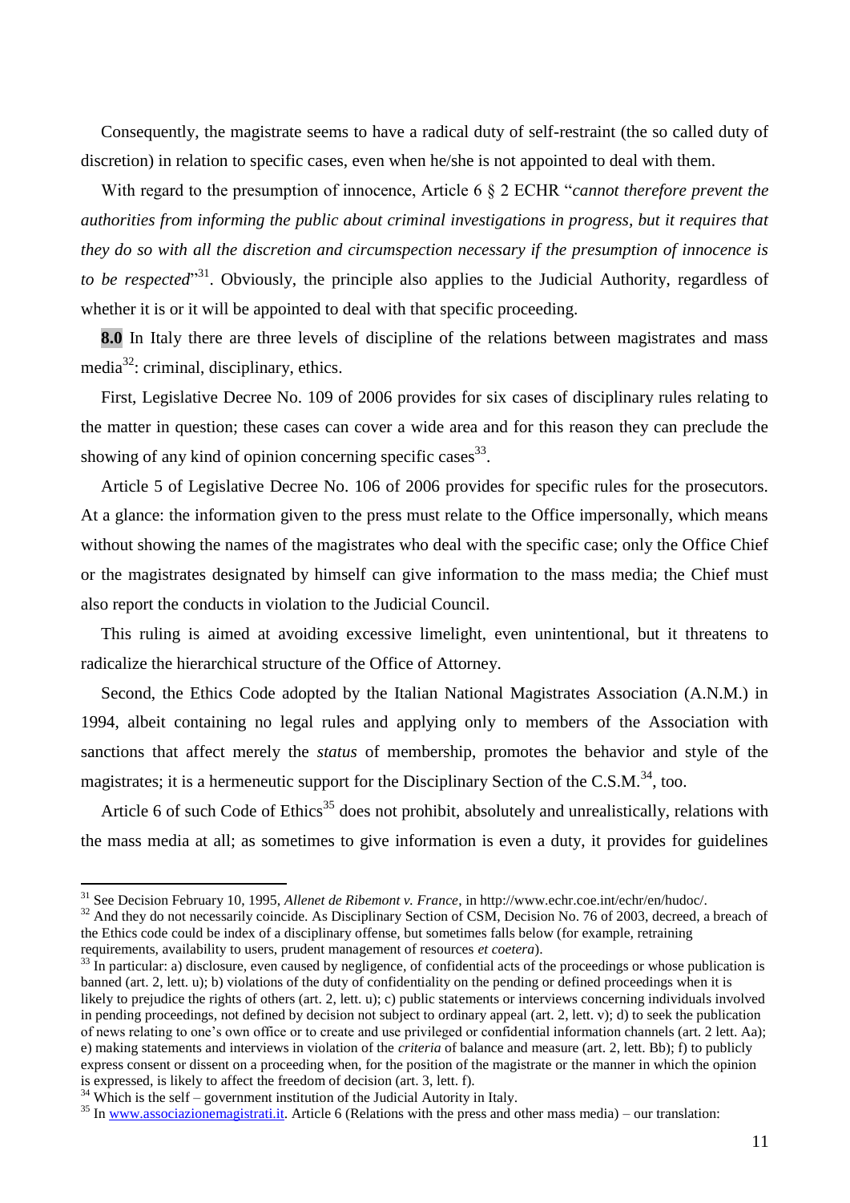Consequently, the magistrate seems to have a radical duty of self-restraint (the so called duty of discretion) in relation to specific cases, even when he/she is not appointed to deal with them.

With regard to the presumption of innocence, Article 6 § 2 ECHR "*cannot therefore prevent the authorities from informing the public about criminal investigations in progress, but it requires that they do so with all the discretion and circumspection necessary if the presumption of innocence is to be respected*"[31]. Obviously, the principle also applies to the Judicial Authority, regardless of whether it is or it will be appointed to deal with that specific proceeding.

**8.0** In Italy there are three levels of discipline of the relations between magistrates and mass media[32]: criminal, disciplinary, ethics.

First, Legislative Decree No. 109 of 2006 provides for six cases of disciplinary rules relating to the matter in question; these cases can cover a wide area and for this reason they can preclude the showing of any kind of opinion concerning specific cases[33].

Article 5 of Legislative Decree No. 106 of 2006 provides for specific rules for the prosecutors. At a glance: the information given to the press must relate to the Office impersonally, which means without showing the names of the magistrates who deal with the specific case; only the Office Chief or the magistrates designated by himself can give information to the mass media; the Chief must also report the conducts in violation to the Judicial Council.

This ruling is aimed at avoiding excessive limelight, even unintentional, but it threatens to radicalize the hierarchical structure of the Office of Attorney.

Second, the Ethics Code adopted by the Italian National Magistrates Association (A.N.M.) in 1994, albeit containing no legal rules and applying only to members of the Association with sanctions that affect merely the *status* of membership, promotes the behavior and style of the magistrates; it is a hermeneutic support for the Disciplinary Section of the C.S.M.[34], too.

Article 6 of such Code of Ethics[35] does not prohibit, absolutely and unrealistically, relations with the mass media at all; as sometimes to give information is even a duty, it provides for guidelines

---

[31] See Decision February 10, 1995, *Allenet de Ribemont v. France*, in http://www.echr.coe.int/echr/en/hudoc/.

[32] And they do not necessarily coincide. As Disciplinary Section of CSM, Decision No. 76 of 2003, decreed, a breach of the Ethics code could be index of a disciplinary offense, but sometimes falls below (for example, retraining requirements, availability to users, prudent management of resources *et coetera*).

[33] In particular: a) disclosure, even caused by negligence, of confidential acts of the proceedings or whose publication is banned (art. 2, lett. u); b) violations of the duty of confidentiality on the pending or defined proceedings when it is likely to prejudice the rights of others (art. 2, lett. u); c) public statements or interviews concerning individuals involved in pending proceedings, not defined by decision not subject to ordinary appeal (art. 2, lett. v); d) to seek the publication of news relating to one's own office or to create and use privileged or confidential information channels (art. 2 lett. Aa); e) making statements and interviews in violation of the *criteria* of balance and measure (art. 2, lett. Bb); f) to publicly express consent or dissent on a proceeding when, for the position of the magistrate or the manner in which the opinion is expressed, is likely to affect the freedom of decision (art. 3, lett. f).

[34] Which is the self – government institution of the Judicial Autority in Italy.

[35] In www.associazionemagistrati.it. Article 6 (Relations with the press and other mass media) – our translation: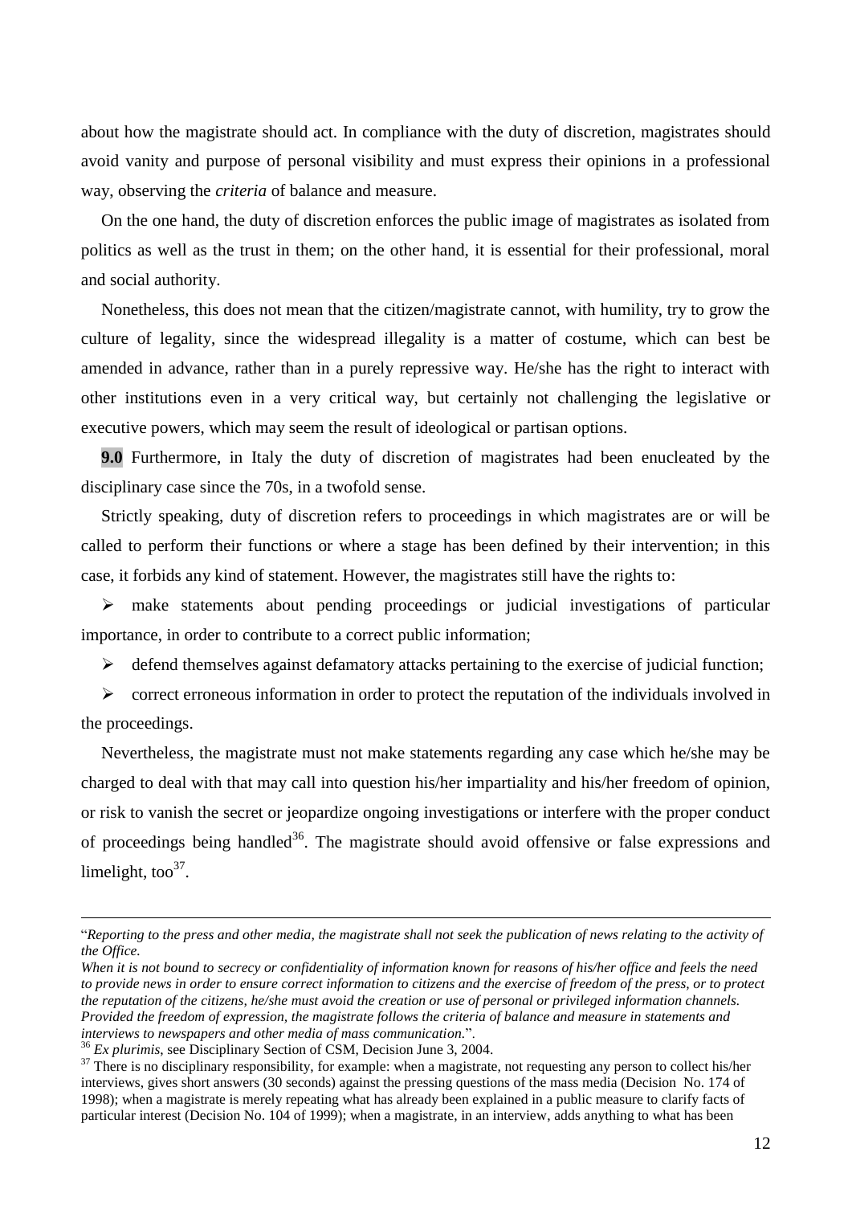about how the magistrate should act. In compliance with the duty of discretion, magistrates should avoid vanity and purpose of personal visibility and must express their opinions in a professional way, observing the *criteria* of balance and measure.

On the one hand, the duty of discretion enforces the public image of magistrates as isolated from politics as well as the trust in them; on the other hand, it is essential for their professional, moral and social authority.

Nonetheless, this does not mean that the citizen/magistrate cannot, with humility, try to grow the culture of legality, since the widespread illegality is a matter of costume, which can best be amended in advance, rather than in a purely repressive way. He/she has the right to interact with other institutions even in a very critical way, but certainly not challenging the legislative or executive powers, which may seem the result of ideological or partisan options.

**9.0** Furthermore, in Italy the duty of discretion of magistrates had been enucleated by the disciplinary case since the 70s, in a twofold sense.

Strictly speaking, duty of discretion refers to proceedings in which magistrates are or will be called to perform their functions or where a stage has been defined by their intervention; in this case, it forbids any kind of statement. However, the magistrates still have the rights to:

- make statements about pending proceedings or judicial investigations of particular importance, in order to contribute to a correct public information;
- defend themselves against defamatory attacks pertaining to the exercise of judicial function;
- correct erroneous information in order to protect the reputation of the individuals involved in the proceedings.

Nevertheless, the magistrate must not make statements regarding any case which he/she may be charged to deal with that may call into question his/her impartiality and his/her freedom of opinion, or risk to vanish the secret or jeopardize ongoing investigations or interfere with the proper conduct of proceedings being handled[36]. The magistrate should avoid offensive or false expressions and limelight, too[37].

---

"*Reporting to the press and other media, the magistrate shall not seek the publication of news relating to the activity of the Office.*
*When it is not bound to secrecy or confidentiality of information known for reasons of his/her office and feels the need to provide news in order to ensure correct information to citizens and the exercise of freedom of the press, or to protect the reputation of the citizens, he/she must avoid the creation or use of personal or privileged information channels. Provided the freedom of expression, the magistrate follows the criteria of balance and measure in statements and interviews to newspapers and other media of mass communication.*".

[36] *Ex plurimis*, see Disciplinary Section of CSM, Decision June 3, 2004.

[37] There is no disciplinary responsibility, for example: when a magistrate, not requesting any person to collect his/her interviews, gives short answers (30 seconds) against the pressing questions of the mass media (Decision No. 174 of 1998); when a magistrate is merely repeating what has already been explained in a public measure to clarify facts of particular interest (Decision No. 104 of 1999); when a magistrate, in an interview, adds anything to what has been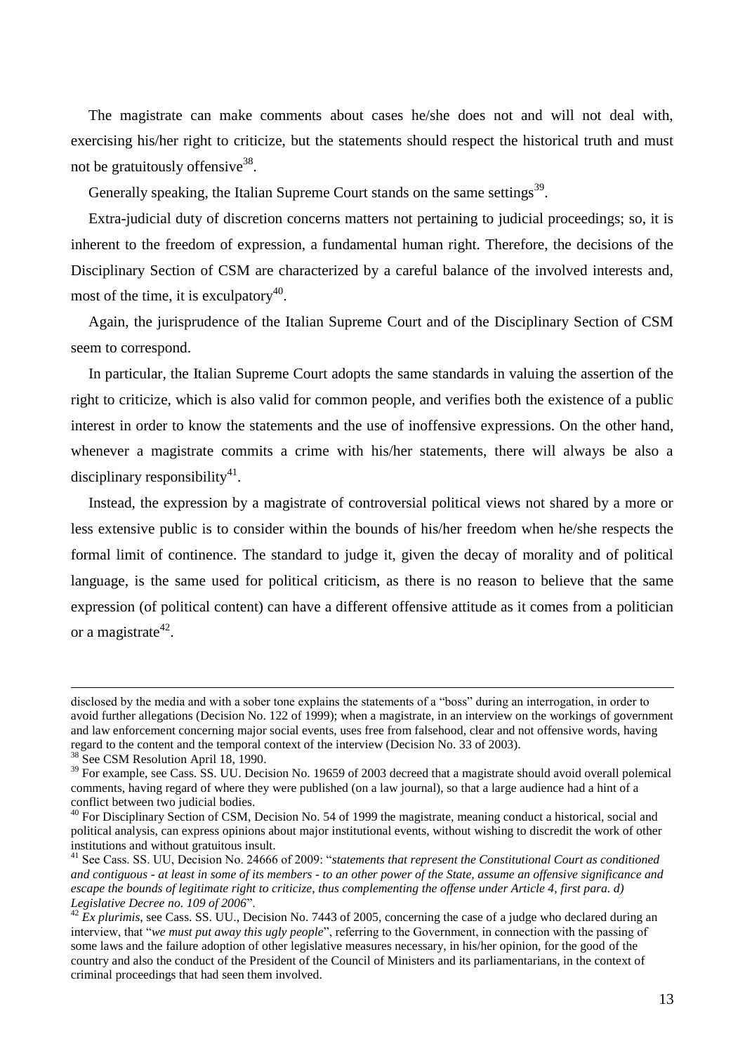The magistrate can make comments about cases he/she does not and will not deal with, exercising his/her right to criticize, but the statements should respect the historical truth and must not be gratuitously offensive[38].

Generally speaking, the Italian Supreme Court stands on the same settings[39].

Extra-judicial duty of discretion concerns matters not pertaining to judicial proceedings; so, it is inherent to the freedom of expression, a fundamental human right. Therefore, the decisions of the Disciplinary Section of CSM are characterized by a careful balance of the involved interests and, most of the time, it is exculpatory[40].

Again, the jurisprudence of the Italian Supreme Court and of the Disciplinary Section of CSM seem to correspond.

In particular, the Italian Supreme Court adopts the same standards in valuing the assertion of the right to criticize, which is also valid for common people, and verifies both the existence of a public interest in order to know the statements and the use of inoffensive expressions. On the other hand, whenever a magistrate commits a crime with his/her statements, there will always be also a disciplinary responsibility[41].

Instead, the expression by a magistrate of controversial political views not shared by a more or less extensive public is to consider within the bounds of his/her freedom when he/she respects the formal limit of continence. The standard to judge it, given the decay of morality and of political language, is the same used for political criticism, as there is no reason to believe that the same expression (of political content) can have a different offensive attitude as it comes from a politician or a magistrate[42].

---

disclosed by the media and with a sober tone explains the statements of a "boss" during an interrogation, in order to avoid further allegations (Decision No. 122 of 1999); when a magistrate, in an interview on the workings of government and law enforcement concerning major social events, uses free from falsehood, clear and not offensive words, having regard to the content and the temporal context of the interview (Decision No. 33 of 2003).

[38] See CSM Resolution April 18, 1990.

[39] For example, see Cass. SS. UU. Decision No. 19659 of 2003 decreed that a magistrate should avoid overall polemical comments, having regard of where they were published (on a law journal), so that a large audience had a hint of a conflict between two judicial bodies.

[40] For Disciplinary Section of CSM, Decision No. 54 of 1999 the magistrate, meaning conduct a historical, social and political analysis, can express opinions about major institutional events, without wishing to discredit the work of other institutions and without gratuitous insult.

[41] See Cass. SS. UU, Decision No. 24666 of 2009: "*statements that represent the Constitutional Court as conditioned and contiguous - at least in some of its members - to an other power of the State, assume an offensive significance and escape the bounds of legitimate right to criticize, thus complementing the offense under Article 4, first para. d) Legislative Decree no. 109 of 2006*".

[42] *Ex plurimis*, see Cass. SS. UU., Decision No. 7443 of 2005, concerning the case of a judge who declared during an interview, that "*we must put away this ugly people*", referring to the Government, in connection with the passing of some laws and the failure adoption of other legislative measures necessary, in his/her opinion, for the good of the country and also the conduct of the President of the Council of Ministers and its parliamentarians, in the context of criminal proceedings that had seen them involved.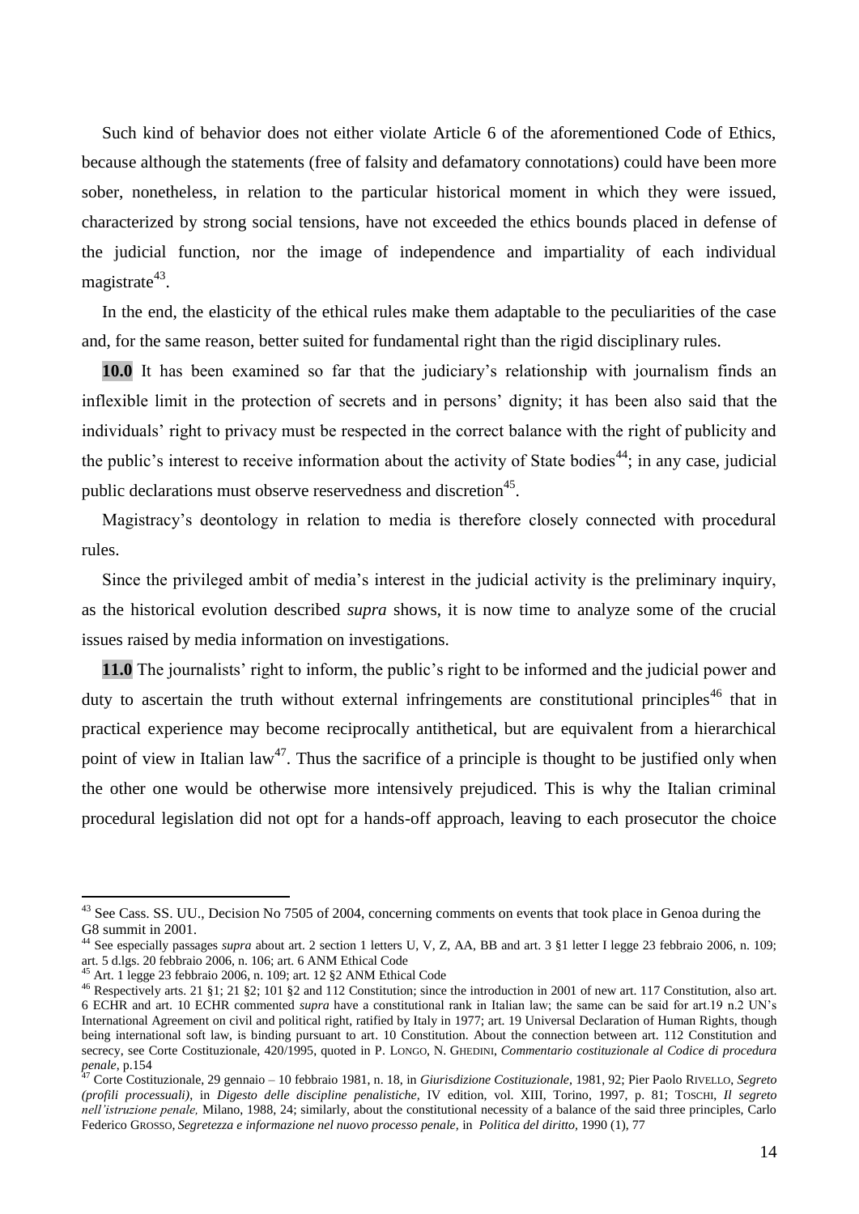Such kind of behavior does not either violate Article 6 of the aforementioned Code of Ethics, because although the statements (free of falsity and defamatory connotations) could have been more sober, nonetheless, in relation to the particular historical moment in which they were issued, characterized by strong social tensions, have not exceeded the ethics bounds placed in defense of the judicial function, nor the image of independence and impartiality of each individual magistrate[43].

In the end, the elasticity of the ethical rules make them adaptable to the peculiarities of the case and, for the same reason, better suited for fundamental right than the rigid disciplinary rules.

**10.0** It has been examined so far that the judiciary's relationship with journalism finds an inflexible limit in the protection of secrets and in persons' dignity; it has been also said that the individuals' right to privacy must be respected in the correct balance with the right of publicity and the public's interest to receive information about the activity of State bodies[44]; in any case, judicial public declarations must observe reservedness and discretion[45].

Magistracy's deontology in relation to media is therefore closely connected with procedural rules.

Since the privileged ambit of media's interest in the judicial activity is the preliminary inquiry, as the historical evolution described *supra* shows, it is now time to analyze some of the crucial issues raised by media information on investigations.

**11.0** The journalists' right to inform, the public's right to be informed and the judicial power and duty to ascertain the truth without external infringements are constitutional principles[46] that in practical experience may become reciprocally antithetical, but are equivalent from a hierarchical point of view in Italian law[47]. Thus the sacrifice of a principle is thought to be justified only when the other one would be otherwise more intensively prejudiced. This is why the Italian criminal procedural legislation did not opt for a hands-off approach, leaving to each prosecutor the choice

---

[43] See Cass. SS. UU., Decision No 7505 of 2004, concerning comments on events that took place in Genoa during the G8 summit in 2001.

[44] See especially passages *supra* about art. 2 section 1 letters U, V, Z, AA, BB and art. 3 §1 letter I legge 23 febbraio 2006, n. 109; art. 5 d.lgs. 20 febbraio 2006, n. 106; art. 6 ANM Ethical Code

[45] Art. 1 legge 23 febbraio 2006, n. 109; art. 12 §2 ANM Ethical Code

[46] Respectively arts. 21 §1; 21 §2; 101 §2 and 112 Constitution; since the introduction in 2001 of new art. 117 Constitution, also art. 6 ECHR and art. 10 ECHR commented *supra* have a constitutional rank in Italian law; the same can be said for art.19 n.2 UN's International Agreement on civil and political right, ratified by Italy in 1977; art. 19 Universal Declaration of Human Rights, though being international soft law, is binding pursuant to art. 10 Constitution. About the connection between art. 112 Constitution and secrecy, see Corte Costituzionale, 420/1995, quoted in P. LONGO, N. GHEDINI, *Commentario costituzionale al Codice di procedura penale*, p.154

[47] Corte Costituzionale, 29 gennaio – 10 febbraio 1981, n. 18, in *Giurisdizione Costituzionale*, 1981, 92; Pier Paolo RIVELLO, *Segreto (profili processuali)*, in *Digesto delle discipline penalistiche*, IV edition, vol. XIII, Torino, 1997, p. 81; TOSCHI, *Il segreto nell'istruzione penale,* Milano, 1988, 24; similarly, about the constitutional necessity of a balance of the said three principles, Carlo Federico GROSSO, *Segretezza e informazione nel nuovo processo penale,* in *Politica del diritto*, 1990 (1), 77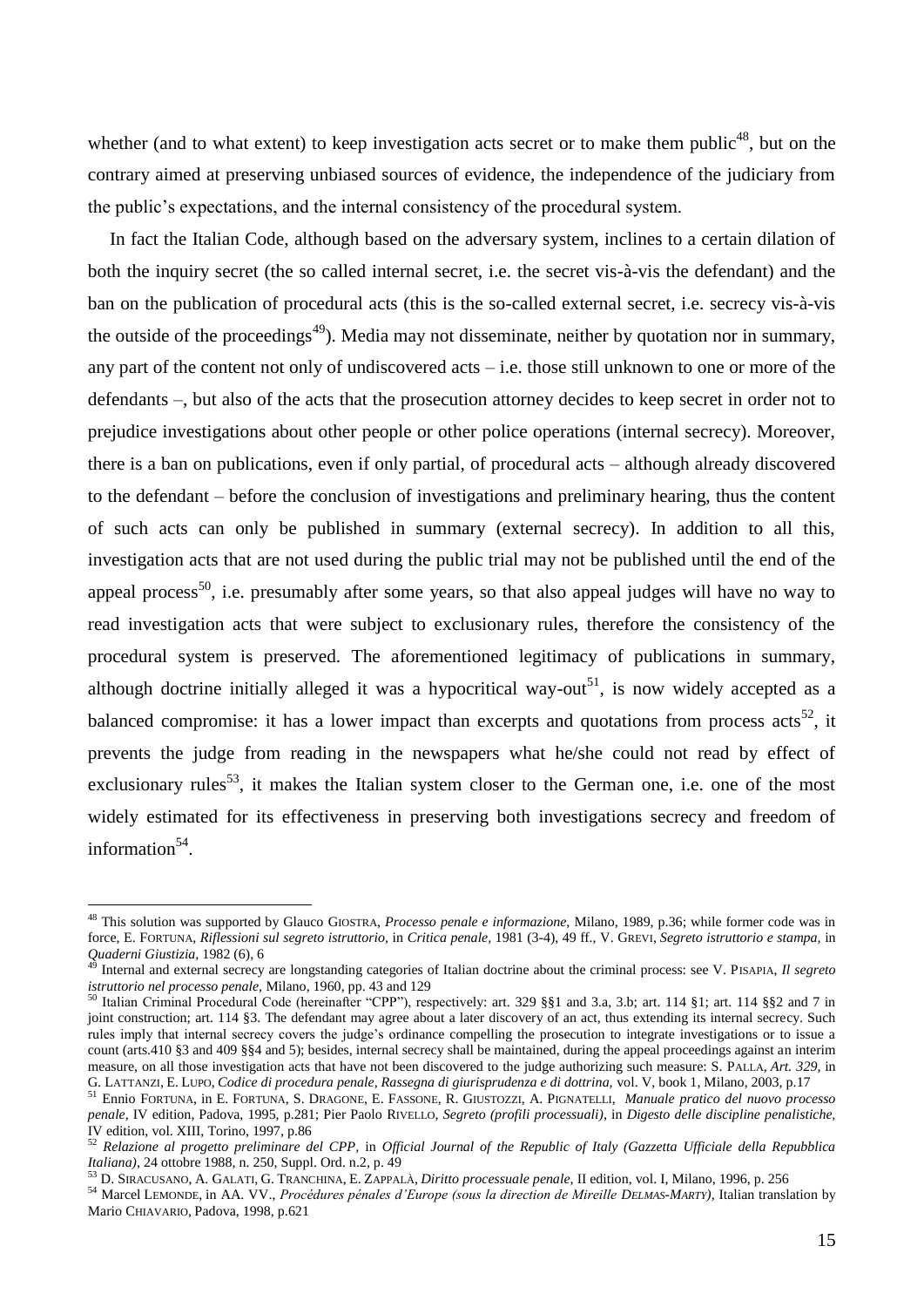whether (and to what extent) to keep investigation acts secret or to make them public[48], but on the contrary aimed at preserving unbiased sources of evidence, the independence of the judiciary from the public's expectations, and the internal consistency of the procedural system.

In fact the Italian Code, although based on the adversary system, inclines to a certain dilation of both the inquiry secret (the so called internal secret, i.e. the secret vis-à-vis the defendant) and the ban on the publication of procedural acts (this is the so-called external secret, i.e. secrecy vis-à-vis the outside of the proceedings[49]). Media may not disseminate, neither by quotation nor in summary, any part of the content not only of undiscovered acts – i.e. those still unknown to one or more of the defendants –, but also of the acts that the prosecution attorney decides to keep secret in order not to prejudice investigations about other people or other police operations (internal secrecy). Moreover, there is a ban on publications, even if only partial, of procedural acts – although already discovered to the defendant – before the conclusion of investigations and preliminary hearing, thus the content of such acts can only be published in summary (external secrecy). In addition to all this, investigation acts that are not used during the public trial may not be published until the end of the appeal process[50], i.e. presumably after some years, so that also appeal judges will have no way to read investigation acts that were subject to exclusionary rules, therefore the consistency of the procedural system is preserved. The aforementioned legitimacy of publications in summary, although doctrine initially alleged it was a hypocritical way-out[51], is now widely accepted as a balanced compromise: it has a lower impact than excerpts and quotations from process acts[52], it prevents the judge from reading in the newspapers what he/she could not read by effect of exclusionary rules[53], it makes the Italian system closer to the German one, i.e. one of the most widely estimated for its effectiveness in preserving both investigations secrecy and freedom of information[54].

---

[48] This solution was supported by Glauco GIOSTRA, *Processo penale e informazione*, Milano, 1989, p.36; while former code was in force, E. FORTUNA, *Riflessioni sul segreto istruttorio*, in *Critica penale*, 1981 (3-4), 49 ff., V. GREVI, *Segreto istruttorio e stampa*, in *Quaderni Giustizia*, 1982 (6), 6

[49] Internal and external secrecy are longstanding categories of Italian doctrine about the criminal process: see V. PISAPIA, *Il segreto istruttorio nel processo penale*, Milano, 1960, pp. 43 and 129

[50] Italian Criminal Procedural Code (hereinafter "CPP"), respectively: art. 329 §§1 and 3.a, 3.b; art. 114 §1; art. 114 §§2 and 7 in joint construction; art. 114 §3. The defendant may agree about a later discovery of an act, thus extending its internal secrecy. Such rules imply that internal secrecy covers the judge's ordinance compelling the prosecution to integrate investigations or to issue a count (arts.410 §3 and 409 §§4 and 5); besides, internal secrecy shall be maintained, during the appeal proceedings against an interim measure, on all those investigation acts that have not been discovered to the judge authorizing such measure: S. PALLA, *Art. 329*, in G. LATTANZI, E. LUPO, *Codice di procedura penale, Rassegna di giurisprudenza e di dottrina*, vol. V, book 1, Milano, 2003, p.17

[51] Ennio FORTUNA, in E. FORTUNA, S. DRAGONE, E. FASSONE, R. GIUSTOZZI, A. PIGNATELLI, *Manuale pratico del nuovo processo penale*, IV edition, Padova, 1995, p.281; Pier Paolo RIVELLO, *Segreto (profili processuali)*, in *Digesto delle discipline penalistiche*, IV edition, vol. XIII, Torino, 1997, p.86

[52] *Relazione al progetto preliminare del CPP*, in *Official Journal of the Republic of Italy (Gazzetta Ufficiale della Repubblica Italiana)*, 24 ottobre 1988, n. 250, Suppl. Ord. n.2, p. 49

[53] D. SIRACUSANO, A. GALATI, G. TRANCHINA, E. ZAPPALÀ, *Diritto processuale penale*, II edition, vol. I, Milano, 1996, p. 256

[54] Marcel LEMONDE, in AA. VV., *Procédures pénales d'Europe (sous la direction de Mireille DELMAS-MARTY)*, Italian translation by Mario CHIAVARIO, Padova, 1998, p.621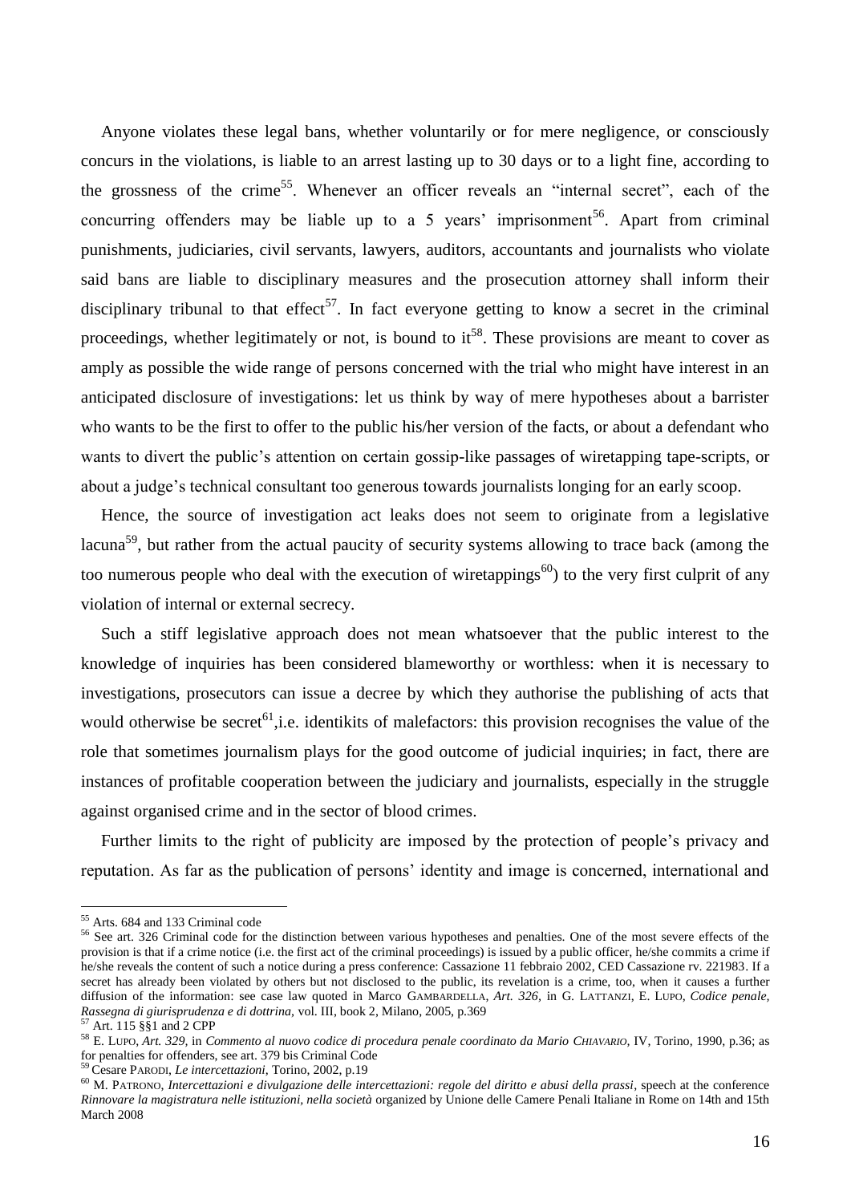Anyone violates these legal bans, whether voluntarily or for mere negligence, or consciously concurs in the violations, is liable to an arrest lasting up to 30 days or to a light fine, according to the grossness of the crime[55]. Whenever an officer reveals an "internal secret", each of the concurring offenders may be liable up to a 5 years' imprisonment[56]. Apart from criminal punishments, judiciaries, civil servants, lawyers, auditors, accountants and journalists who violate said bans are liable to disciplinary measures and the prosecution attorney shall inform their disciplinary tribunal to that effect[57]. In fact everyone getting to know a secret in the criminal proceedings, whether legitimately or not, is bound to it[58]. These provisions are meant to cover as amply as possible the wide range of persons concerned with the trial who might have interest in an anticipated disclosure of investigations: let us think by way of mere hypotheses about a barrister who wants to be the first to offer to the public his/her version of the facts, or about a defendant who wants to divert the public's attention on certain gossip-like passages of wiretapping tape-scripts, or about a judge's technical consultant too generous towards journalists longing for an early scoop.

Hence, the source of investigation act leaks does not seem to originate from a legislative lacuna[59], but rather from the actual paucity of security systems allowing to trace back (among the too numerous people who deal with the execution of wiretappings[60]) to the very first culprit of any violation of internal or external secrecy.

Such a stiff legislative approach does not mean whatsoever that the public interest to the knowledge of inquiries has been considered blameworthy or worthless: when it is necessary to investigations, prosecutors can issue a decree by which they authorise the publishing of acts that would otherwise be secret[61],i.e. identikits of malefactors: this provision recognises the value of the role that sometimes journalism plays for the good outcome of judicial inquiries; in fact, there are instances of profitable cooperation between the judiciary and journalists, especially in the struggle against organised crime and in the sector of blood crimes.

Further limits to the right of publicity are imposed by the protection of people's privacy and reputation. As far as the publication of persons' identity and image is concerned, international and

---

[55] Arts. 684 and 133 Criminal code

[56] See art. 326 Criminal code for the distinction between various hypotheses and penalties. One of the most severe effects of the provision is that if a crime notice (i.e. the first act of the criminal proceedings) is issued by a public officer, he/she commits a crime if he/she reveals the content of such a notice during a press conference: Cassazione 11 febbraio 2002, CED Cassazione rv. 221983. If a secret has already been violated by others but not disclosed to the public, its revelation is a crime, too, when it causes a further diffusion of the information: see case law quoted in Marco GAMBARDELLA, *Art. 326*, in G. LATTANZI, E. LUPO, *Codice penale, Rassegna di giurisprudenza e di dottrina*, vol. III, book 2, Milano, 2005, p.369

[57] Art. 115 §§1 and 2 CPP

[58] E. LUPO, *Art. 329*, in *Commento al nuovo codice di procedura penale coordinato da Mario CHIAVARIO*, IV, Torino, 1990, p.36; as for penalties for offenders, see art. 379 bis Criminal Code

[59] Cesare PARODI, *Le intercettazioni*, Torino, 2002, p.19

[60] M. PATRONO, *Intercettazioni e divulgazione delle intercettazioni: regole del diritto e abusi della prassi*, speech at the conference *Rinnovare la magistratura nelle istituzioni, nella società* organized by Unione delle Camere Penali Italiane in Rome on 14th and 15th March 2008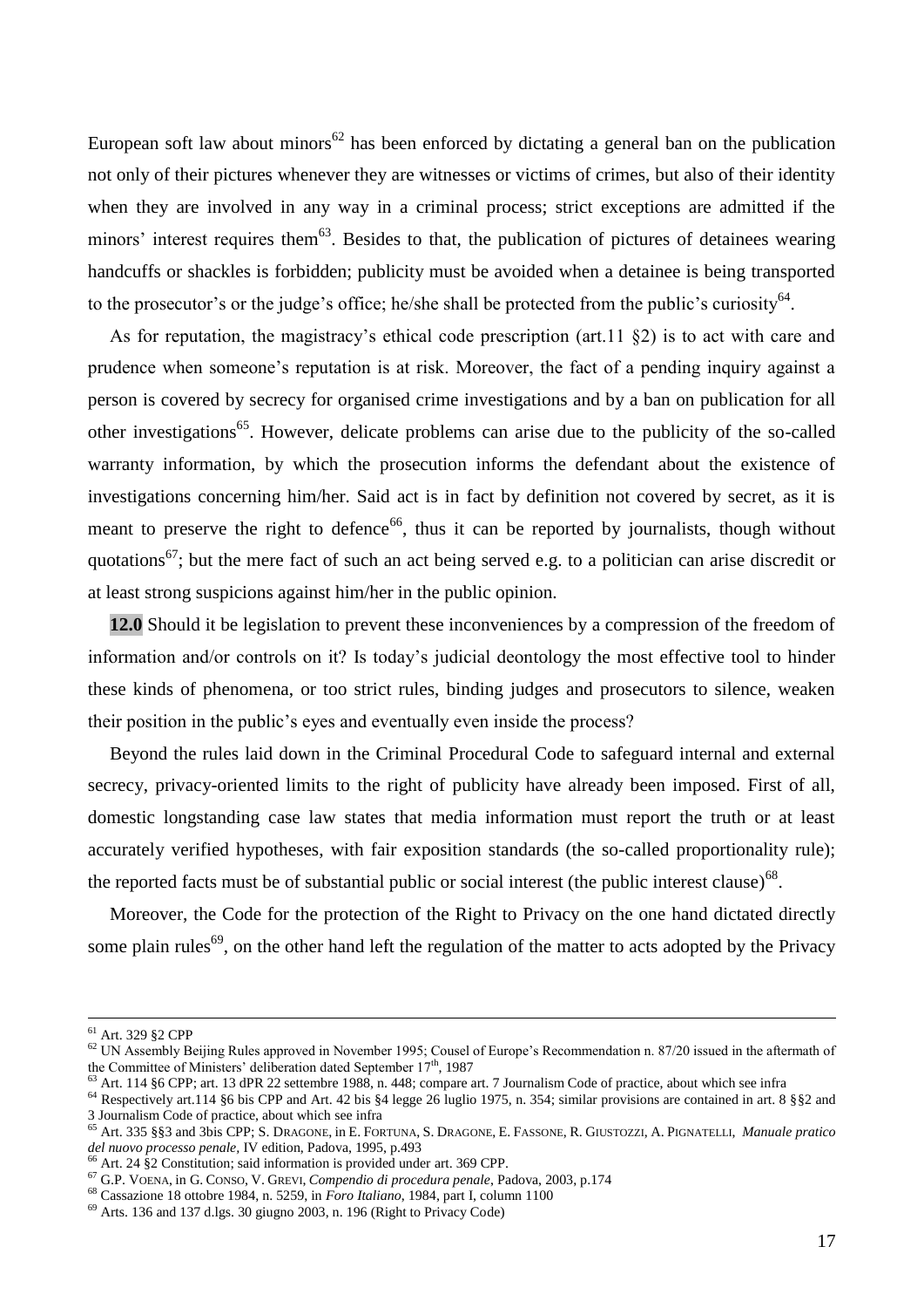European soft law about minors[62] has been enforced by dictating a general ban on the publication not only of their pictures whenever they are witnesses or victims of crimes, but also of their identity when they are involved in any way in a criminal process; strict exceptions are admitted if the minors' interest requires them[63]. Besides to that, the publication of pictures of detainees wearing handcuffs or shackles is forbidden; publicity must be avoided when a detainee is being transported to the prosecutor's or the judge's office; he/she shall be protected from the public's curiosity[64].

As for reputation, the magistracy's ethical code prescription (art.11 §2) is to act with care and prudence when someone's reputation is at risk. Moreover, the fact of a pending inquiry against a person is covered by secrecy for organised crime investigations and by a ban on publication for all other investigations[65]. However, delicate problems can arise due to the publicity of the so-called warranty information, by which the prosecution informs the defendant about the existence of investigations concerning him/her. Said act is in fact by definition not covered by secret, as it is meant to preserve the right to defence[66], thus it can be reported by journalists, though without quotations[67]; but the mere fact of such an act being served e.g. to a politician can arise discredit or at least strong suspicions against him/her in the public opinion.

**12.0** Should it be legislation to prevent these inconveniences by a compression of the freedom of information and/or controls on it? Is today's judicial deontology the most effective tool to hinder these kinds of phenomena, or too strict rules, binding judges and prosecutors to silence, weaken their position in the public's eyes and eventually even inside the process?

Beyond the rules laid down in the Criminal Procedural Code to safeguard internal and external secrecy, privacy-oriented limits to the right of publicity have already been imposed. First of all, domestic longstanding case law states that media information must report the truth or at least accurately verified hypotheses, with fair exposition standards (the so-called proportionality rule); the reported facts must be of substantial public or social interest (the public interest clause)[68].

Moreover, the Code for the protection of the Right to Privacy on the one hand dictated directly some plain rules[69], on the other hand left the regulation of the matter to acts adopted by the Privacy

---

[61] Art. 329 §2 CPP

[62] UN Assembly Beijing Rules approved in November 1995; Cousel of Europe's Recommendation n. 87/20 issued in the aftermath of the Committee of Ministers' deliberation dated September 17th, 1987

[63] Art. 114 §6 CPP; art. 13 dPR 22 settembre 1988, n. 448; compare art. 7 Journalism Code of practice, about which see infra

[64] Respectively art.114 §6 bis CPP and Art. 42 bis §4 legge 26 luglio 1975, n. 354; similar provisions are contained in art. 8 §§2 and 3 Journalism Code of practice, about which see infra

[65] Art. 335 §§3 and 3bis CPP; S. Dragone, in E. Fortuna, S. Dragone, E. Fassone, R. Giustozzi, A. Pignatelli, *Manuale pratico del nuovo processo penale*, IV edition, Padova, 1995, p.493

[66] Art. 24 §2 Constitution; said information is provided under art. 369 CPP.

[67] G.P. Voena, in G. Conso, V. Grevi, *Compendio di procedura penale*, Padova, 2003, p.174

[68] Cassazione 18 ottobre 1984, n. 5259, in *Foro Italiano*, 1984, part I, column 1100

[69] Arts. 136 and 137 d.lgs. 30 giugno 2003, n. 196 (Right to Privacy Code)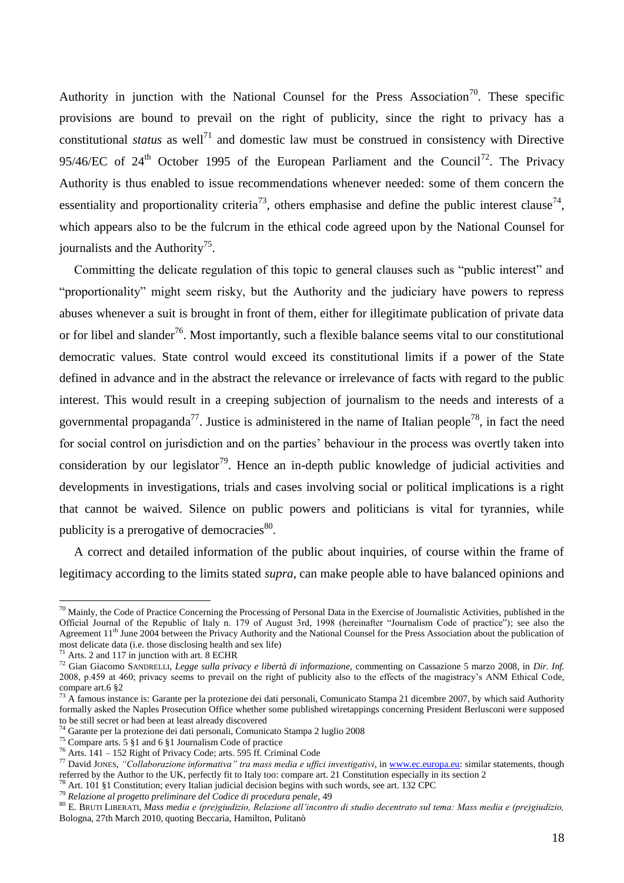Authority in junction with the National Counsel for the Press Association[70]. These specific provisions are bound to prevail on the right of publicity, since the right to privacy has a constitutional *status* as well[71] and domestic law must be construed in consistency with Directive 95/46/EC of 24th October 1995 of the European Parliament and the Council[72]. The Privacy Authority is thus enabled to issue recommendations whenever needed: some of them concern the essentiality and proportionality criteria[73], others emphasise and define the public interest clause[74], which appears also to be the fulcrum in the ethical code agreed upon by the National Counsel for journalists and the Authority[75].

Committing the delicate regulation of this topic to general clauses such as "public interest" and "proportionality" might seem risky, but the Authority and the judiciary have powers to repress abuses whenever a suit is brought in front of them, either for illegitimate publication of private data or for libel and slander[76]. Most importantly, such a flexible balance seems vital to our constitutional democratic values. State control would exceed its constitutional limits if a power of the State defined in advance and in the abstract the relevance or irrelevance of facts with regard to the public interest. This would result in a creeping subjection of journalism to the needs and interests of a governmental propaganda[77]. Justice is administered in the name of Italian people[78], in fact the need for social control on jurisdiction and on the parties' behaviour in the process was overtly taken into consideration by our legislator[79]. Hence an in-depth public knowledge of judicial activities and developments in investigations, trials and cases involving social or political implications is a right that cannot be waived. Silence on public powers and politicians is vital for tyrannies, while publicity is a prerogative of democracies[80].

A correct and detailed information of the public about inquiries, of course within the frame of legitimacy according to the limits stated *supra*, can make people able to have balanced opinions and

---

[70] Mainly, the Code of Practice Concerning the Processing of Personal Data in the Exercise of Journalistic Activities, published in the Official Journal of the Republic of Italy n. 179 of August 3rd, 1998 (hereinafter "Journalism Code of practice"); see also the Agreement 11th June 2004 between the Privacy Authority and the National Counsel for the Press Association about the publication of most delicate data (i.e. those disclosing health and sex life)

[71] Arts. 2 and 117 in junction with art. 8 ECHR

[72] Gian Giacomo SANDRELLI, *Legge sulla privacy e libertà di informazione,* commenting on Cassazione 5 marzo 2008, in *Dir. Inf.* 2008, p.459 at 460; privacy seems to prevail on the right of publicity also to the effects of the magistracy's ANM Ethical Code, compare art.6 §2

[73] A famous instance is: Garante per la protezione dei dati personali, Comunicato Stampa 21 dicembre 2007, by which said Authority formally asked the Naples Prosecution Office whether some published wiretappings concerning President Berlusconi were supposed to be still secret or had been at least already discovered

[74] Garante per la protezione dei dati personali, Comunicato Stampa 2 luglio 2008

[75] Compare arts. 5 §1 and 6 §1 Journalism Code of practice

[76] Arts. 141 – 152 Right of Privacy Code; arts. 595 ff. Criminal Code

[77] David JONES, *"Collaborazione informativa" tra mass media e uffici investigativi*, in www.ec.europa.eu: similar statements, though referred by the Author to the UK, perfectly fit to Italy too: compare art. 21 Constitution especially in its section 2

[78] Art. 101 §1 Constitution; every Italian judicial decision begins with such words, see art. 132 CPC

[79] *Relazione al progetto preliminare del Codice di procedura penale*, 49

[80] E. BRUTI LIBERATI, *Mass media e (pre)giudizio, Relazione all'incontro di studio decentrato sul tema: Mass media e (pre)giudizio,* Bologna, 27th March 2010, quoting Beccaria, Hamilton, Pulitanò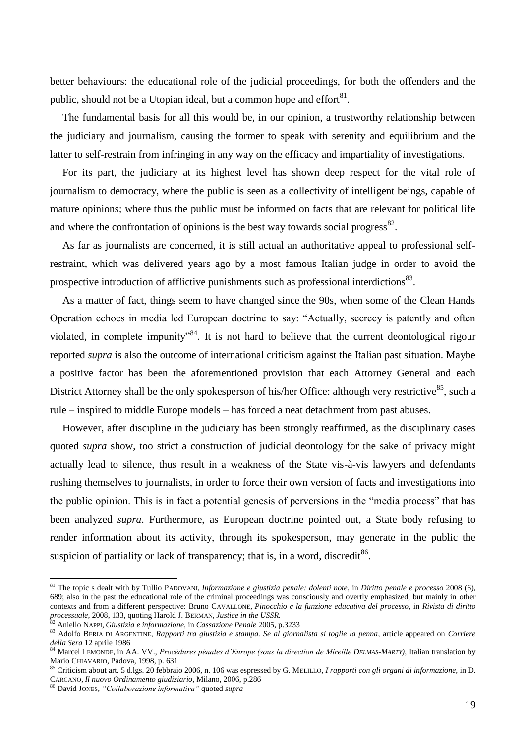better behaviours: the educational role of the judicial proceedings, for both the offenders and the public, should not be a Utopian ideal, but a common hope and effort[81].

The fundamental basis for all this would be, in our opinion, a trustworthy relationship between the judiciary and journalism, causing the former to speak with serenity and equilibrium and the latter to self-restrain from infringing in any way on the efficacy and impartiality of investigations.

For its part, the judiciary at its highest level has shown deep respect for the vital role of journalism to democracy, where the public is seen as a collectivity of intelligent beings, capable of mature opinions; where thus the public must be informed on facts that are relevant for political life and where the confrontation of opinions is the best way towards social progress[82].

As far as journalists are concerned, it is still actual an authoritative appeal to professional self-restraint, which was delivered years ago by a most famous Italian judge in order to avoid the prospective introduction of afflictive punishments such as professional interdictions[83].

As a matter of fact, things seem to have changed since the 90s, when some of the Clean Hands Operation echoes in media led European doctrine to say: "Actually, secrecy is patently and often violated, in complete impunity"[84]. It is not hard to believe that the current deontological rigour reported *supra* is also the outcome of international criticism against the Italian past situation. Maybe a positive factor has been the aforementioned provision that each Attorney General and each District Attorney shall be the only spokesperson of his/her Office: although very restrictive[85], such a rule – inspired to middle Europe models – has forced a neat detachment from past abuses.

However, after discipline in the judiciary has been strongly reaffirmed, as the disciplinary cases quoted *supra* show, too strict a construction of judicial deontology for the sake of privacy might actually lead to silence, thus result in a weakness of the State vis-à-vis lawyers and defendants rushing themselves to journalists, in order to force their own version of facts and investigations into the public opinion. This is in fact a potential genesis of perversions in the "media process" that has been analyzed *supra*. Furthermore, as European doctrine pointed out, a State body refusing to render information about its activity, through its spokesperson, may generate in the public the suspicion of partiality or lack of transparency; that is, in a word, discredit[86].

---

[81] The topic s dealt with by Tullio PADOVANI, *Informazione e giustizia penale: dolenti note*, in *Diritto penale e processo* 2008 (6), 689; also in the past the educational role of the criminal proceedings was consciously and overtly emphasized, but mainly in other contexts and from a different perspective: Bruno CAVALLONE, *Pinocchio e la funzione educativa del processo*, in *Rivista di diritto processuale*, 2008, 133, quoting Harold J. BERMAN, *Justice in the USSR.*

[82] Aniello NAPPI, *Giustizia e informazione*, in *Cassazione Penale* 2005, p.3233

[83] Adolfo BERIA DI ARGENTINE, *Rapporti tra giustizia e stampa. Se al giornalista si toglie la penna*, article appeared on *Corriere della Sera* 12 aprile 1986

[84] Marcel LEMONDE, in AA. VV., *Procédures pénales d'Europe (sous la direction de Mireille DELMAS-MARTY)*, Italian translation by Mario CHIAVARIO, Padova, 1998, p. 631

[85] Criticism about art. 5 d.lgs. 20 febbraio 2006, n. 106 was espressed by G. MELILLO, *I rapporti con gli organi di informazione*, in D. CARCANO, *Il nuovo Ordinamento giudiziario*, Milano, 2006, p.286

[86] David JONES, *"Collaborazione informativa"* quoted *supra*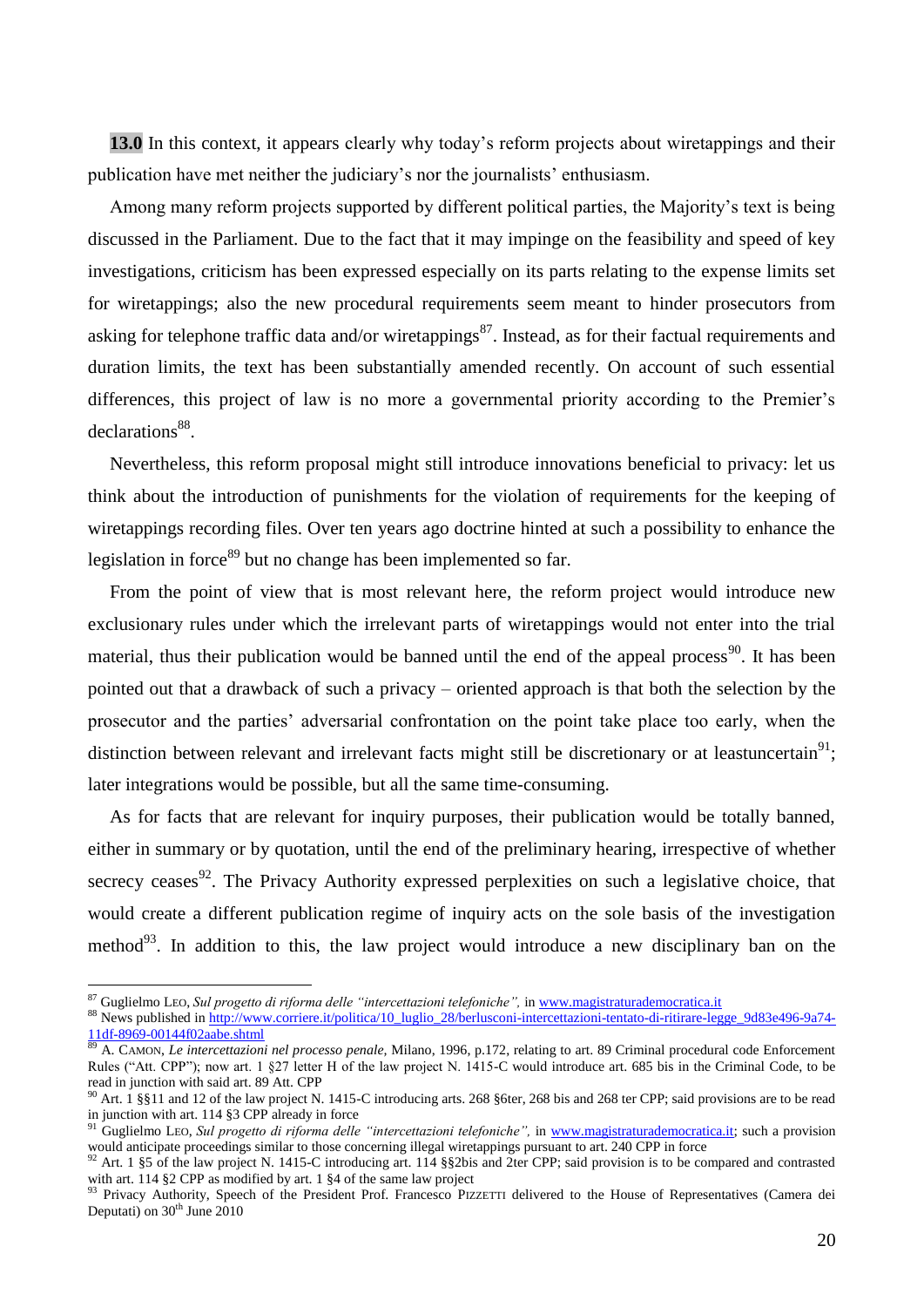**13.0** In this context, it appears clearly why today's reform projects about wiretappings and their publication have met neither the judiciary's nor the journalists' enthusiasm.

Among many reform projects supported by different political parties, the Majority's text is being discussed in the Parliament. Due to the fact that it may impinge on the feasibility and speed of key investigations, criticism has been expressed especially on its parts relating to the expense limits set for wiretappings; also the new procedural requirements seem meant to hinder prosecutors from asking for telephone traffic data and/or wiretappings[87]. Instead, as for their factual requirements and duration limits, the text has been substantially amended recently. On account of such essential differences, this project of law is no more a governmental priority according to the Premier's declarations[88].

Nevertheless, this reform proposal might still introduce innovations beneficial to privacy: let us think about the introduction of punishments for the violation of requirements for the keeping of wiretappings recording files. Over ten years ago doctrine hinted at such a possibility to enhance the legislation in force[89] but no change has been implemented so far.

From the point of view that is most relevant here, the reform project would introduce new exclusionary rules under which the irrelevant parts of wiretappings would not enter into the trial material, thus their publication would be banned until the end of the appeal process[90]. It has been pointed out that a drawback of such a privacy – oriented approach is that both the selection by the prosecutor and the parties' adversarial confrontation on the point take place too early, when the distinction between relevant and irrelevant facts might still be discretionary or at leastuncertain[91]; later integrations would be possible, but all the same time-consuming.

As for facts that are relevant for inquiry purposes, their publication would be totally banned, either in summary or by quotation, until the end of the preliminary hearing, irrespective of whether secrecy ceases[92]. The Privacy Authority expressed perplexities on such a legislative choice, that would create a different publication regime of inquiry acts on the sole basis of the investigation method[93]. In addition to this, the law project would introduce a new disciplinary ban on the

---

[87] Guglielmo LEO, *Sul progetto di riforma delle "intercettazioni telefoniche"*, in www.magistraturademocratica.it

[88] News published in http://www.corriere.it/politica/10_luglio_28/berlusconi-intercettazioni-tentato-di-ritirare-legge_9d83e496-9a74-11df-8969-00144f02aabe.shtml

[89] A. CAMON, *Le intercettazioni nel processo penale*, Milano, 1996, p.172, relating to art. 89 Criminal procedural code Enforcement Rules ("Att. CPP"); now art. 1 §27 letter H of the law project N. 1415-C would introduce art. 685 bis in the Criminal Code, to be read in junction with said art. 89 Att. CPP

[90] Art. 1 §§11 and 12 of the law project N. 1415-C introducing arts. 268 §6ter, 268 bis and 268 ter CPP; said provisions are to be read in junction with art. 114 §3 CPP already in force

[91] Guglielmo LEO, *Sul progetto di riforma delle "intercettazioni telefoniche"*, in www.magistraturademocratica.it; such a provision would anticipate proceedings similar to those concerning illegal wiretappings pursuant to art. 240 CPP in force

[92] Art. 1 §5 of the law project N. 1415-C introducing art. 114 §§2bis and 2ter CPP; said provision is to be compared and contrasted with art. 114 §2 CPP as modified by art. 1 §4 of the same law project

[93] Privacy Authority, Speech of the President Prof. Francesco PIZZETTI delivered to the House of Representatives (Camera dei Deputati) on 30th June 2010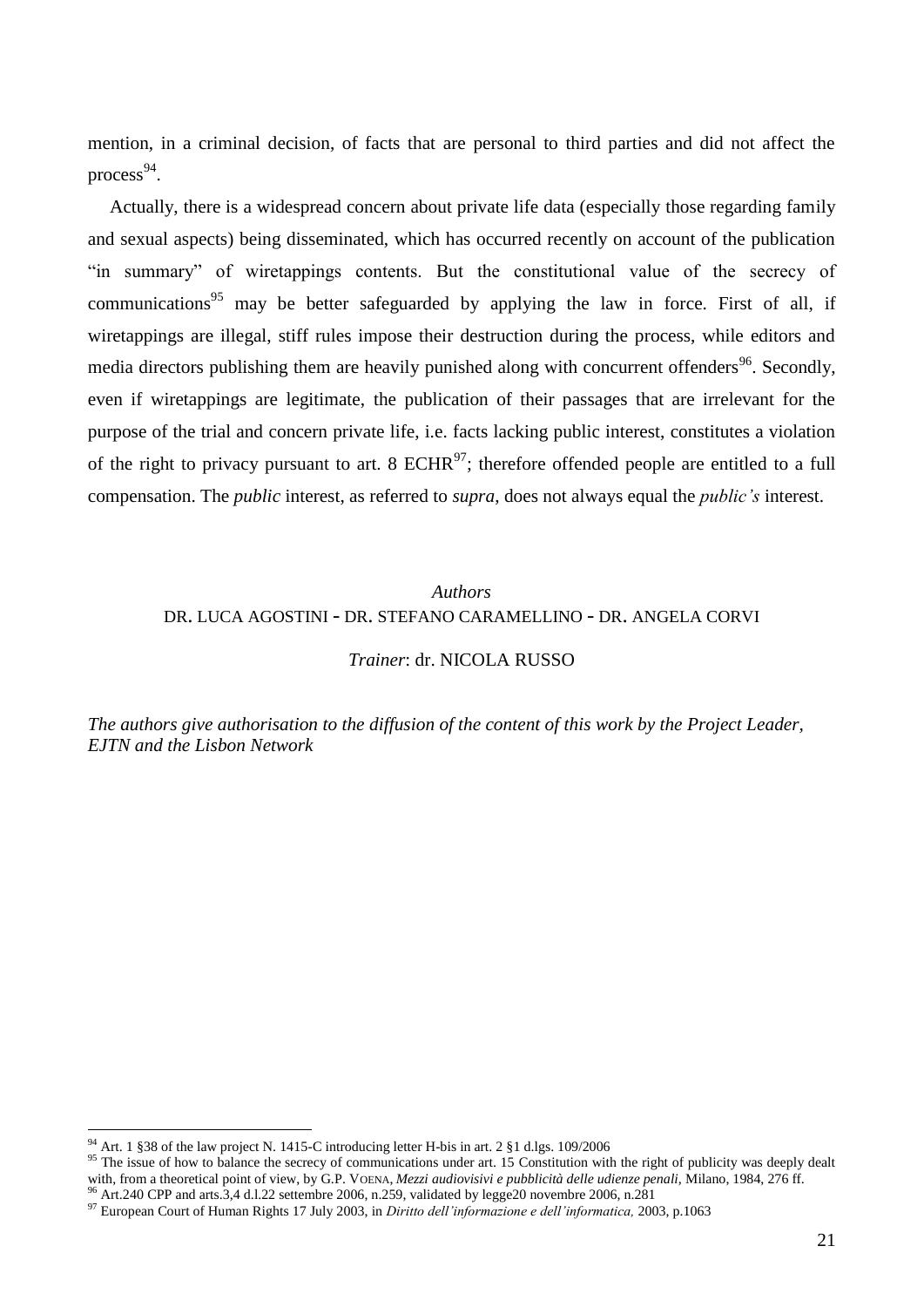mention, in a criminal decision, of facts that are personal to third parties and did not affect the process[94].

Actually, there is a widespread concern about private life data (especially those regarding family and sexual aspects) being disseminated, which has occurred recently on account of the publication "in summary" of wiretappings contents. But the constitutional value of the secrecy of communications[95] may be better safeguarded by applying the law in force. First of all, if wiretappings are illegal, stiff rules impose their destruction during the process, while editors and media directors publishing them are heavily punished along with concurrent offenders[96]. Secondly, even if wiretappings are legitimate, the publication of their passages that are irrelevant for the purpose of the trial and concern private life, i.e. facts lacking public interest, constitutes a violation of the right to privacy pursuant to art. 8 ECHR[97]; therefore offended people are entitled to a full compensation. The *public* interest, as referred to *supra*, does not always equal the *public's* interest.

*Authors*

DR. LUCA AGOSTINI - DR. STEFANO CARAMELLINO - DR. ANGELA CORVI

*Trainer*: dr. NICOLA RUSSO

*The authors give authorisation to the diffusion of the content of this work by the Project Leader, EJTN and the Lisbon Network*

---

[94] Art. 1 §38 of the law project N. 1415-C introducing letter H-bis in art. 2 §1 d.lgs. 109/2006

[95] The issue of how to balance the secrecy of communications under art. 15 Constitution with the right of publicity was deeply dealt with, from a theoretical point of view, by G.P. VOENA, *Mezzi audiovisivi e pubblicità delle udienze penali*, Milano, 1984, 276 ff.

[96] Art.240 CPP and arts.3,4 d.l.22 settembre 2006, n.259, validated by legge20 novembre 2006, n.281

[97] European Court of Human Rights 17 July 2003, in *Diritto dell'informazione e dell'informatica,* 2003, p.1063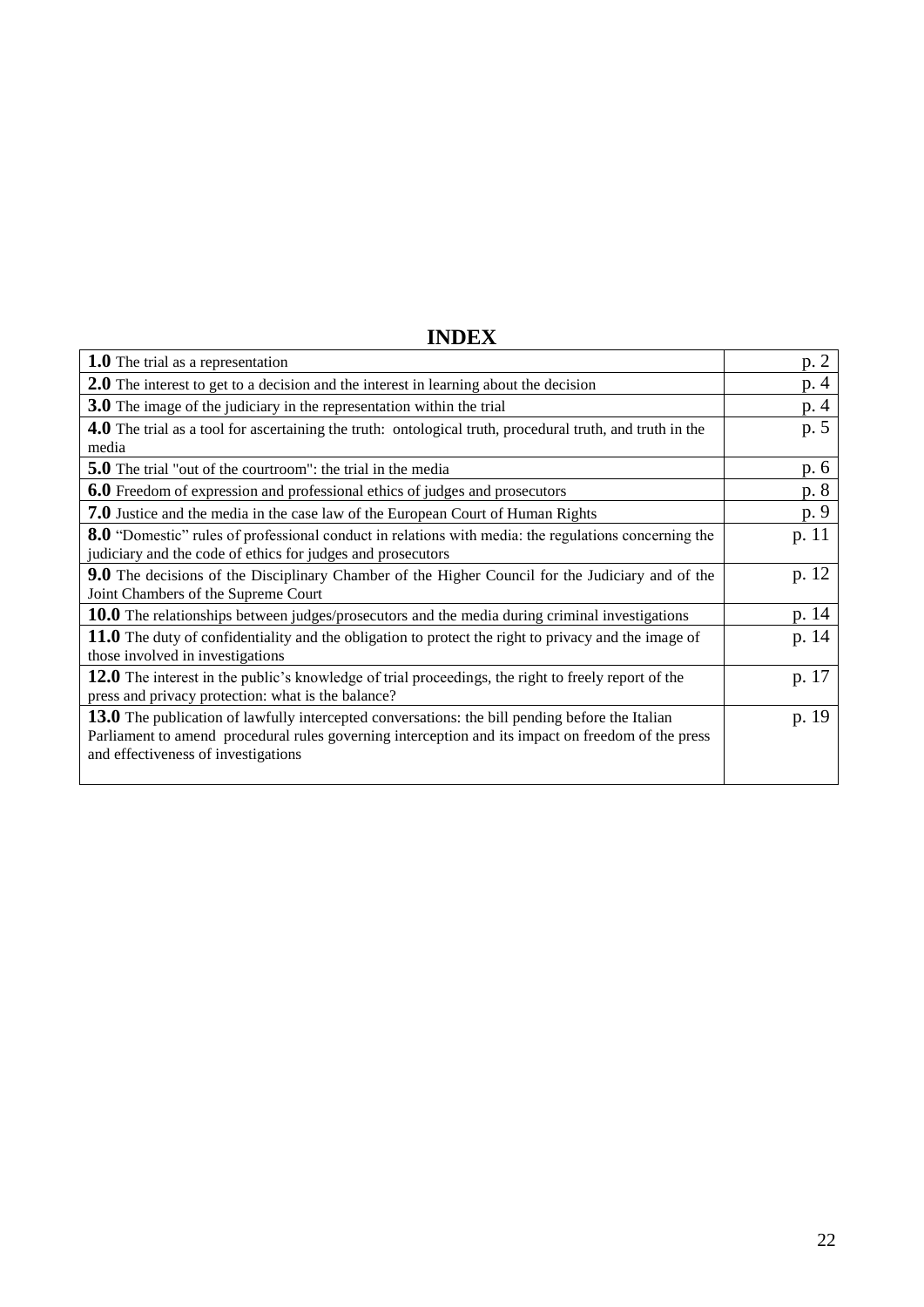# INDEX

| | |
|---|---|
| **1.0** The trial as a representation | p. 2 |
| **2.0** The interest to get to a decision and the interest in learning about the decision | p. 4 |
| **3.0** The image of the judiciary in the representation within the trial | p. 4 |
| **4.0** The trial as a tool for ascertaining the truth: ontological truth, procedural truth, and truth in the media | p. 5 |
| **5.0** The trial "out of the courtroom": the trial in the media | p. 6 |
| **6.0** Freedom of expression and professional ethics of judges and prosecutors | p. 8 |
| **7.0** Justice and the media in the case law of the European Court of Human Rights | p. 9 |
| **8.0** "Domestic" rules of professional conduct in relations with media: the regulations concerning the judiciary and the code of ethics for judges and prosecutors | p. 11 |
| **9.0** The decisions of the Disciplinary Chamber of the Higher Council for the Judiciary and of the Joint Chambers of the Supreme Court | p. 12 |
| **10.0** The relationships between judges/prosecutors and the media during criminal investigations | p. 14 |
| **11.0** The duty of confidentiality and the obligation to protect the right to privacy and the image of those involved in investigations | p. 14 |
| **12.0** The interest in the public's knowledge of trial proceedings, the right to freely report of the press and privacy protection: what is the balance? | p. 17 |
| **13.0** The publication of lawfully intercepted conversations: the bill pending before the Italian Parliament to amend procedural rules governing interception and its impact on freedom of the press and effectiveness of investigations | p. 19 |